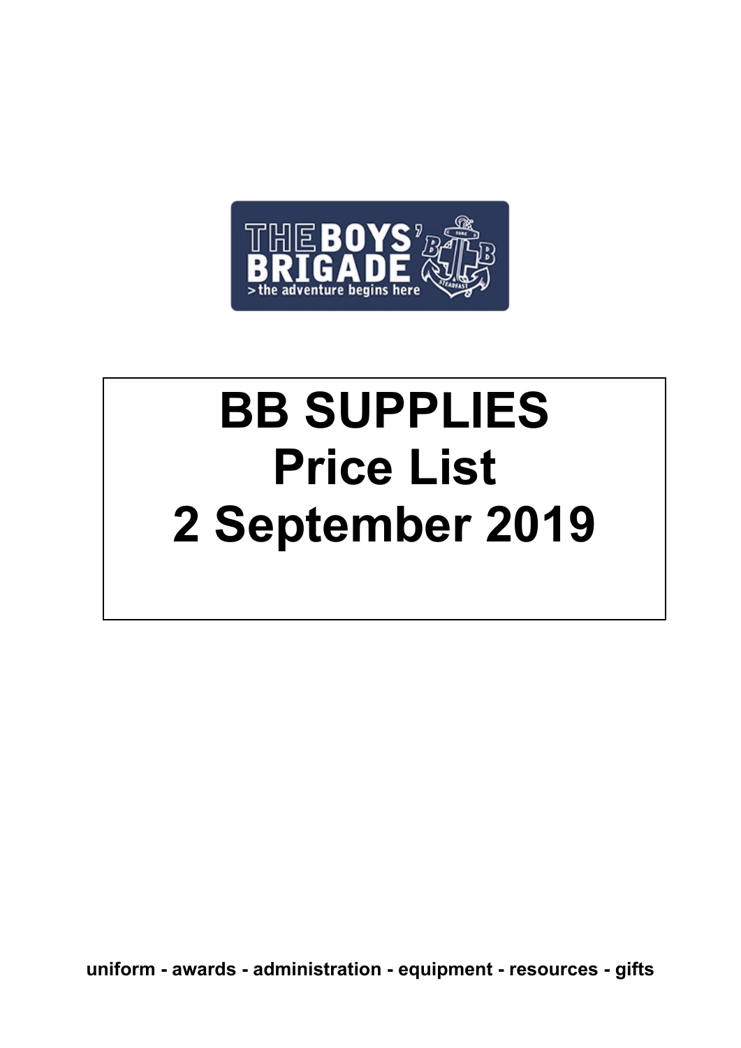# BB SUPPLIES
# Price List
# 2 September 2019

**uniform - awards - administration - equipment - resources - gifts**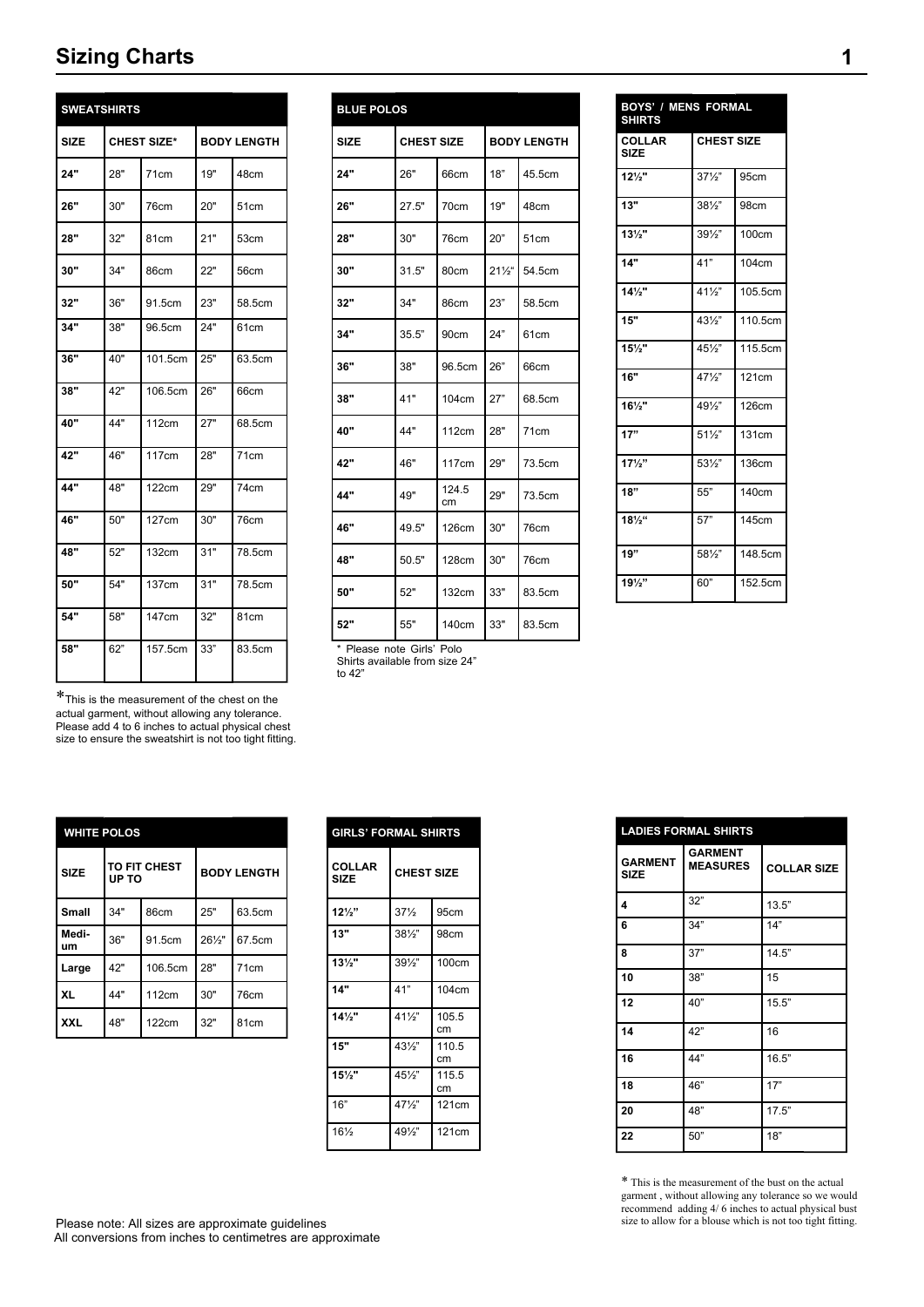# Sizing Charts

| SWEATSHIRTS | | | | |
|---|---|---|---|---|
| SIZE | CHEST SIZE* | | BODY LENGTH | |
| 24" | 28" | 71cm | 19" | 48cm |
| 26" | 30" | 76cm | 20" | 51cm |
| 28" | 32" | 81cm | 21" | 53cm |
| 30" | 34" | 86cm | 22" | 56cm |
| 32" | 36" | 91.5cm | 23" | 58.5cm |
| 34" | 38" | 96.5cm | 24" | 61cm |
| 36" | 40" | 101.5cm | 25" | 63.5cm |
| 38" | 42" | 106.5cm | 26" | 66cm |
| 40" | 44" | 112cm | 27" | 68.5cm |
| 42" | 46" | 117cm | 28" | 71cm |
| 44" | 48" | 122cm | 29" | 74cm |
| 46" | 50" | 127cm | 30" | 76cm |
| 48" | 52" | 132cm | 31" | 78.5cm |
| 50" | 54" | 137cm | 31" | 78.5cm |
| 54" | 58" | 147cm | 32" | 81cm |
| 58" | 62" | 157.5cm | 33" | 83.5cm |

*This is the measurement of the chest on the actual garment, without allowing any tolerance. Please add 4 to 6 inches to actual physical chest size to ensure the sweatshirt is not too tight fitting.

| BLUE POLOS | | | | |
|---|---|---|---|---|
| SIZE | CHEST SIZE | | BODY LENGTH | |
| 24" | 26" | 66cm | 18" | 45.5cm |
| 26" | 27.5" | 70cm | 19" | 48cm |
| 28" | 30" | 76cm | 20" | 51cm |
| 30" | 31.5" | 80cm | 21½" | 54.5cm |
| 32" | 34" | 86cm | 23" | 58.5cm |
| 34" | 35.5" | 90cm | 24" | 61cm |
| 36" | 38" | 96.5cm | 26" | 66cm |
| 38" | 41" | 104cm | 27" | 68.5cm |
| 40" | 44" | 112cm | 28" | 71cm |
| 42" | 46" | 117cm | 29" | 73.5cm |
| 44" | 49" | 124.5 cm | 29" | 73.5cm |
| 46" | 49.5" | 126cm | 30" | 76cm |
| 48" | 50.5" | 128cm | 30" | 76cm |
| 50" | 52" | 132cm | 33" | 83.5cm |
| 52" | 55" | 140cm | 33" | 83.5cm |

* Please note Girls' Polo Shirts available from size 24" to 42"

| BOYS' / MENS FORMAL SHIRTS | | |
|---|---|---|
| COLLAR SIZE | CHEST SIZE | |
| 12½" | 37½" | 95cm |
| 13" | 38½" | 98cm |
| 13½" | 39½" | 100cm |
| 14" | 41" | 104cm |
| 14½" | 41½" | 105.5cm |
| 15" | 43½" | 110.5cm |
| 15½" | 45½" | 115.5cm |
| 16" | 47½" | 121cm |
| 16½" | 49½" | 126cm |
| 17" | 51½" | 131cm |
| 17½" | 53½" | 136cm |
| 18" | 55" | 140cm |
| 18½" | 57" | 145cm |
| 19" | 58½" | 148.5cm |
| 19½" | 60" | 152.5cm |

| WHITE POLOS | | | | |
|---|---|---|---|---|
| SIZE | TO FIT CHEST UP TO | | BODY LENGTH | |
| Small | 34" | 86cm | 25" | 63.5cm |
| Medium | 36" | 91.5cm | 26½" | 67.5cm |
| Large | 42" | 106.5cm | 28" | 71cm |
| XL | 44" | 112cm | 30" | 76cm |
| XXL | 48" | 122cm | 32" | 81cm |

| GIRLS' FORMAL SHIRTS | | |
|---|---|---|
| COLLAR SIZE | CHEST SIZE | |
| 12½" | 37½ | 95cm |
| 13" | 38½" | 98cm |
| 13½" | 39½" | 100cm |
| 14" | 41" | 104cm |
| 14½" | 41½" | 105.5 cm |
| 15" | 43½" | 110.5 cm |
| 15½" | 45½" | 115.5 cm |
| 16" | 47½" | 121cm |
| 16½ | 49½" | 121cm |

| LADIES FORMAL SHIRTS | | |
|---|---|---|
| GARMENT SIZE | GARMENT MEASURES | COLLAR SIZE |
| 4 | 32" | 13.5" |
| 6 | 34" | 14" |
| 8 | 37" | 14.5" |
| 10 | 38" | 15 |
| 12 | 40" | 15.5" |
| 14 | 42" | 16 |
| 16 | 44" | 16.5" |
| 18 | 46" | 17" |
| 20 | 48" | 17.5" |
| 22 | 50" | 18" |

* This is the measurement of the bust on the actual garment , without allowing any tolerance so we would recommend adding 4/ 6 inches to actual physical bust size to allow for a blouse which is not too tight fitting.

Please note: All sizes are approximate guidelines
All conversions from inches to centimetres are approximate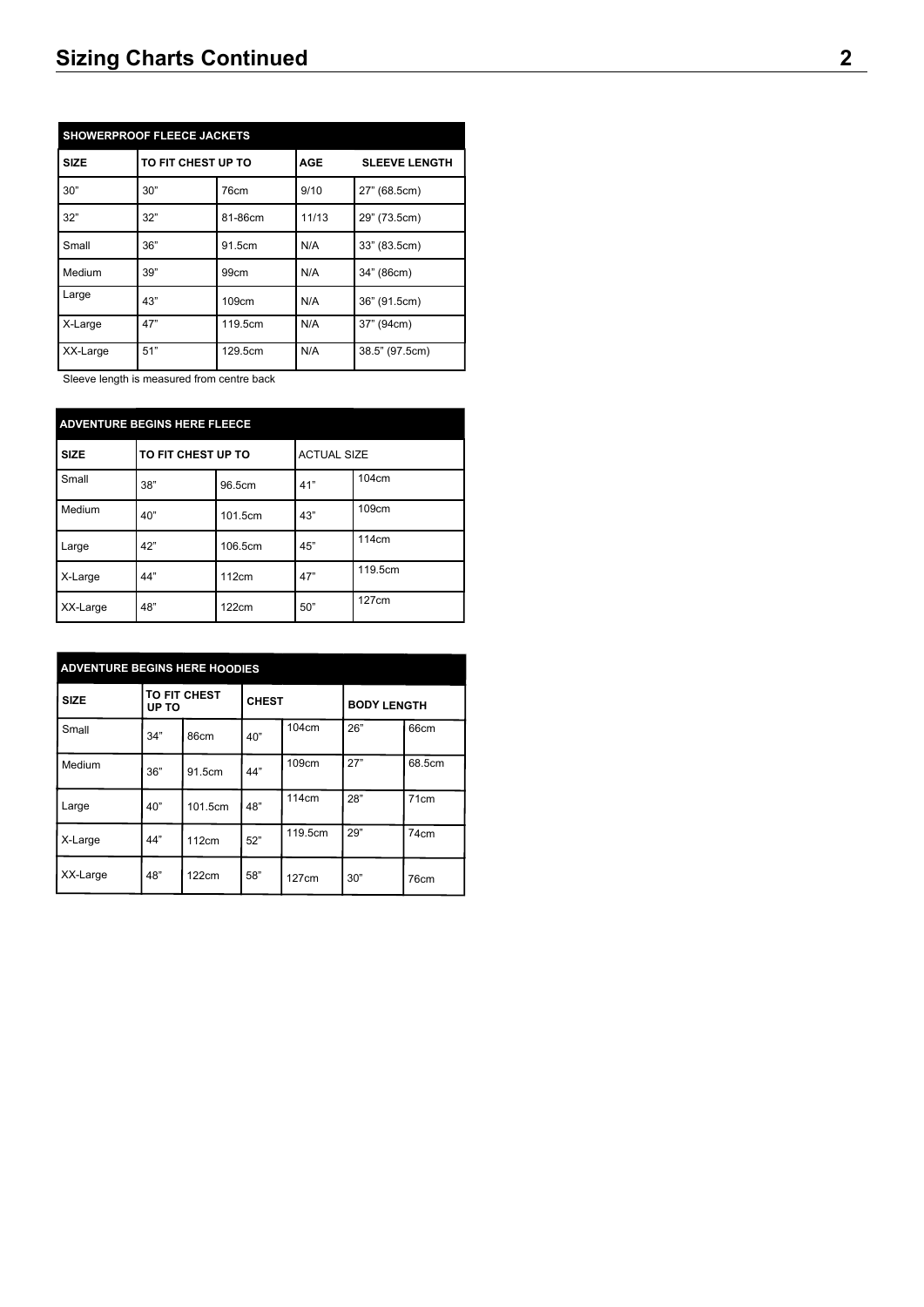# Sizing Charts Continued

| SHOWERPROOF FLEECE JACKETS | | | | |
|---|---|---|---|---|
| **SIZE** | **TO FIT CHEST UP TO** | | **AGE** | **SLEEVE LENGTH** |
| 30" | 30" | 76cm | 9/10 | 27" (68.5cm) |
| 32" | 32" | 81-86cm | 11/13 | 29" (73.5cm) |
| Small | 36" | 91.5cm | N/A | 33" (83.5cm) |
| Medium | 39" | 99cm | N/A | 34" (86cm) |
| Large | 43" | 109cm | N/A | 36" (91.5cm) |
| X-Large | 47" | 119.5cm | N/A | 37" (94cm) |
| XX-Large | 51" | 129.5cm | N/A | 38.5" (97.5cm) |

Sleeve length is measured from centre back

| ADVENTURE BEGINS HERE FLEECE | | | | |
|---|---|---|---|---|
| **SIZE** | **TO FIT CHEST UP TO** | | ACTUAL SIZE | |
| Small | 38" | 96.5cm | 41" | 104cm |
| Medium | 40" | 101.5cm | 43" | 109cm |
| Large | 42" | 106.5cm | 45" | 114cm |
| X-Large | 44" | 112cm | 47" | 119.5cm |
| XX-Large | 48" | 122cm | 50" | 127cm |

| ADVENTURE BEGINS HERE HOODIES | | | | | | |
|---|---|---|---|---|---|---|
| **SIZE** | **TO FIT CHEST UP TO** | | **CHEST** | | **BODY LENGTH** | |
| Small | 34" | 86cm | 40" | 104cm | 26" | 66cm |
| Medium | 36" | 91.5cm | 44" | 109cm | 27" | 68.5cm |
| Large | 40" | 101.5cm | 48" | 114cm | 28" | 71cm |
| X-Large | 44" | 112cm | 52" | 119.5cm | 29" | 74cm |
| XX-Large | 48" | 122cm | 58" | 127cm | 30" | 76cm |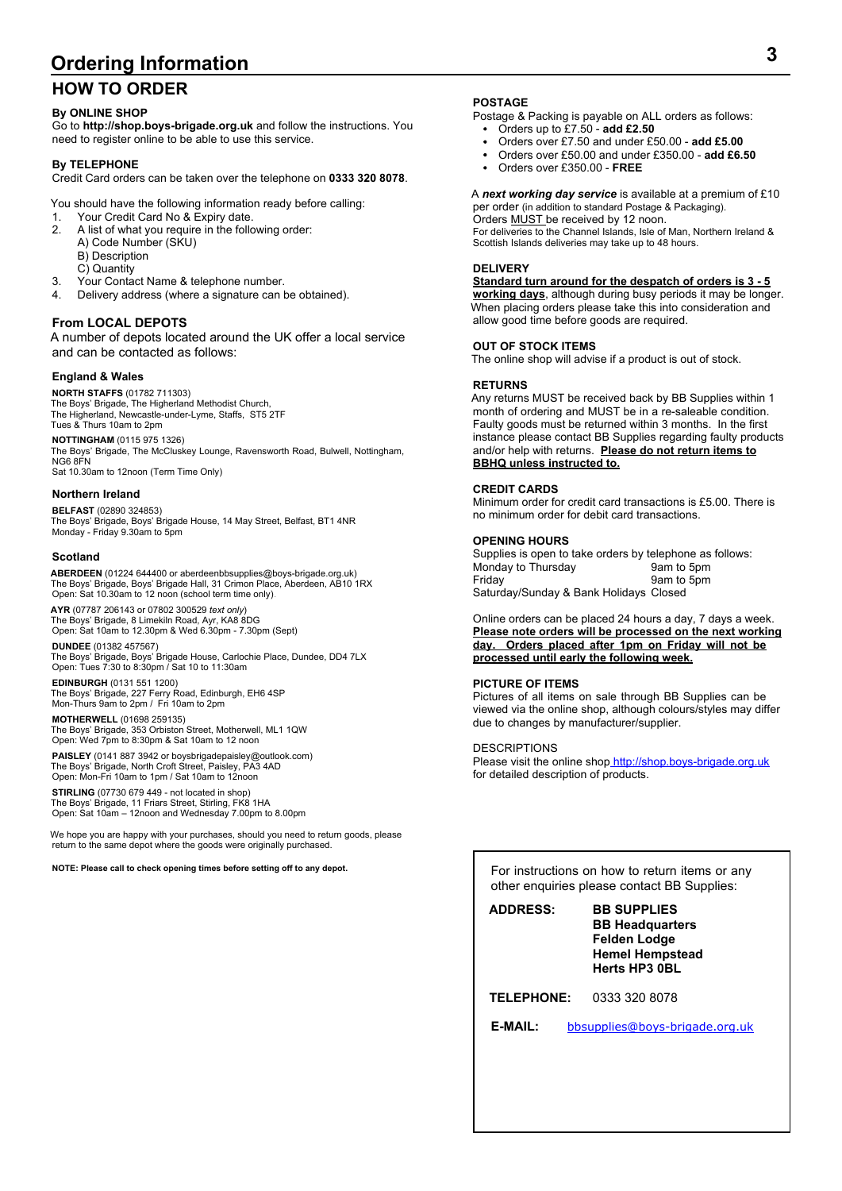# Ordering Information

## HOW TO ORDER

### By ONLINE SHOP

Go to **http://shop.boys-brigade.org.uk** and follow the instructions. You need to register online to be able to use this service.

### By TELEPHONE

Credit Card orders can be taken over the telephone on **0333 320 8078**.

You should have the following information ready before calling:

1. Your Credit Card No & Expiry date.
2. A list of what you require in the following order:
   A) Code Number (SKU)
   B) Description
   C) Quantity
3. Your Contact Name & telephone number.
4. Delivery address (where a signature can be obtained).

### From LOCAL DEPOTS

A number of depots located around the UK offer a local service and can be contacted as follows:

#### England & Wales

**NORTH STAFFS** (01782 711303)
The Boys' Brigade, The Higherland Methodist Church,
The Higherland, Newcastle-under-Lyme, Staffs, ST5 2TF
Tues & Thurs 10am to 2pm

**NOTTINGHAM** (0115 975 1326)
The Boys' Brigade, The McCluskey Lounge, Ravensworth Road, Bulwell, Nottingham, NG6 8FN
Sat 10.30am to 12noon (Term Time Only)

#### Northern Ireland

**BELFAST** (02890 324853)
The Boys' Brigade, Boys' Brigade House, 14 May Street, Belfast, BT1 4NR
Monday - Friday 9.30am to 5pm

#### Scotland

**ABERDEEN** (01224 644400 or aberdeenbbsupplies@boys-brigade.org.uk)
The Boys' Brigade, Boys' Brigade Hall, 31 Crimon Place, Aberdeen, AB10 1RX
Open: Sat 10.30am to 12 noon (school term time only).

**AYR** (07787 206143 or 07802 300529 *text only*)
The Boys' Brigade, 8 Limekiln Road, Ayr, KA8 8DG
Open: Sat 10am to 12.30pm & Wed 6.30pm - 7.30pm (Sept)

**DUNDEE** (01382 457567)
The Boys' Brigade, Boys' Brigade House, Carlochie Place, Dundee, DD4 7LX
Open: Tues 7:30 to 8:30pm / Sat 10 to 11:30am

**EDINBURGH** (0131 551 1200)
The Boys' Brigade, 227 Ferry Road, Edinburgh, EH6 4SP
Mon-Thurs 9am to 2pm / Fri 10am to 2pm

**MOTHERWELL** (01698 259135)
The Boys' Brigade, 353 Orbiston Street, Motherwell, ML1 1QW
Open: Wed 7pm to 8:30pm & Sat 10am to 12 noon

**PAISLEY** (0141 887 3942 or boysbrigadepaisley@outlook.com)
The Boys' Brigade, North Croft Street, Paisley, PA3 4AD
Open: Mon-Fri 10am to 1pm / Sat 10am to 12noon

**STIRLING** (07730 679 449 - not located in shop)
The Boys' Brigade, 11 Friars Street, Stirling, FK8 1HA
Open: Sat 10am – 12noon and Wednesday 7.00pm to 8.00pm

We hope you are happy with your purchases, should you need to return goods, please return to the same depot where the goods were originally purchased.

**NOTE: Please call to check opening times before setting off to any depot.**

### POSTAGE

Postage & Packing is payable on ALL orders as follows:

- Orders up to £7.50 - **add £2.50**
- Orders over £7.50 and under £50.00 - **add £5.00**
- Orders over £50.00 and under £350.00 - **add £6.50**
- Orders over £350.00 - **FREE**

A ***next working day service*** is available at a premium of £10 per order (in addition to standard Postage & Packaging).
Orders MUST be received by 12 noon.
For deliveries to the Channel Islands, Isle of Man, Northern Ireland & Scottish Islands deliveries may take up to 48 hours.

### DELIVERY

**Standard turn around for the despatch of orders is 3 - 5 working days**, although during busy periods it may be longer. When placing orders please take this into consideration and allow good time before goods are required.

### OUT OF STOCK ITEMS

The online shop will advise if a product is out of stock.

### RETURNS

Any returns MUST be received back by BB Supplies within 1 month of ordering and MUST be in a re-saleable condition. Faulty goods must be returned within 3 months. In the first instance please contact BB Supplies regarding faulty products and/or help with returns. **Please do not return items to BBHQ unless instructed to.**

### CREDIT CARDS

Minimum order for credit card transactions is £5.00. There is no minimum order for debit card transactions.

### OPENING HOURS

Supplies is open to take orders by telephone as follows:

| | |
|---|---|
| Monday to Thursday | 9am to 5pm |
| Friday | 9am to 5pm |
| Saturday/Sunday & Bank Holidays | Closed |

Online orders can be placed 24 hours a day, 7 days a week. **Please note orders will be processed on the next working day. Orders placed after 1pm on Friday will not be processed until early the following week.**

### PICTURE OF ITEMS

Pictures of all items on sale through BB Supplies can be viewed via the online shop, although colours/styles may differ due to changes by manufacturer/supplier.

### DESCRIPTIONS

Please visit the online shop http://shop.boys-brigade.org.uk for detailed description of products.

For instructions on how to return items or any other enquiries please contact BB Supplies:

**ADDRESS:** **BB SUPPLIES**
**BB Headquarters**
**Felden Lodge**
**Hemel Hempstead**
**Herts HP3 0BL**

**TELEPHONE:** 0333 320 8078

**E-MAIL:** bbsupplies@boys-brigade.org.uk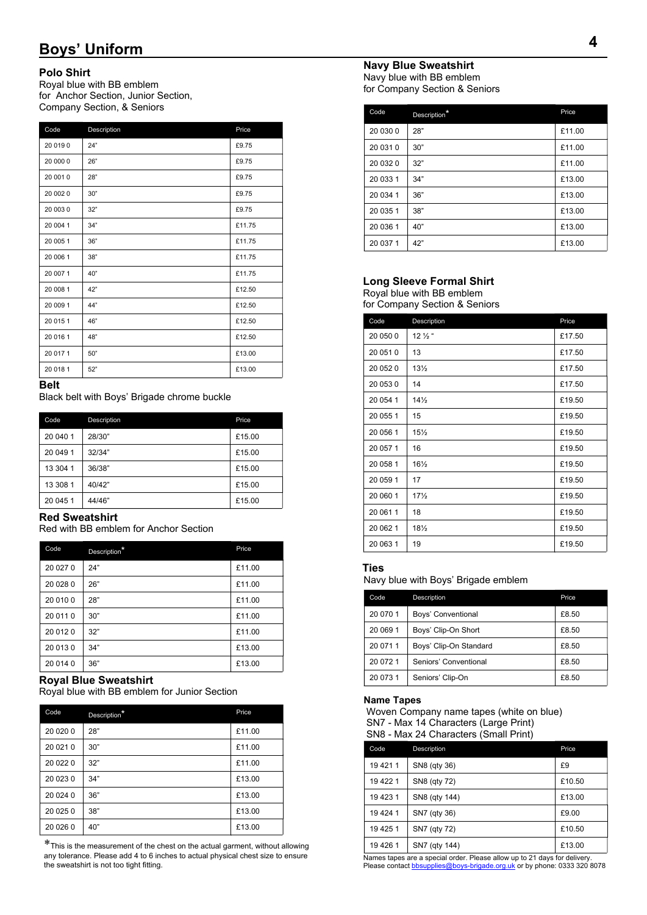# Boys' Uniform

## Polo Shirt

Royal blue with BB emblem
for Anchor Section, Junior Section, Company Section, & Seniors

| Code | Description | Price |
|---|---|---|
| 20 019 0 | 24" | £9.75 |
| 20 000 0 | 26" | £9.75 |
| 20 001 0 | 28" | £9.75 |
| 20 002 0 | 30" | £9.75 |
| 20 003 0 | 32" | £9.75 |
| 20 004 1 | 34" | £11.75 |
| 20 005 1 | 36" | £11.75 |
| 20 006 1 | 38" | £11.75 |
| 20 007 1 | 40" | £11.75 |
| 20 008 1 | 42" | £12.50 |
| 20 009 1 | 44" | £12.50 |
| 20 015 1 | 46" | £12.50 |
| 20 016 1 | 48" | £12.50 |
| 20 017 1 | 50" | £13.00 |
| 20 018 1 | 52" | £13.00 |

## Belt

Black belt with Boys' Brigade chrome buckle

| Code | Description | Price |
|---|---|---|
| 20 040 1 | 28/30" | £15.00 |
| 20 049 1 | 32/34" | £15.00 |
| 13 304 1 | 36/38" | £15.00 |
| 13 308 1 | 40/42" | £15.00 |
| 20 045 1 | 44/46" | £15.00 |

## Red Sweatshirt

Red with BB emblem for Anchor Section

| Code | Description* | Price |
|---|---|---|
| 20 027 0 | 24" | £11.00 |
| 20 028 0 | 26" | £11.00 |
| 20 010 0 | 28" | £11.00 |
| 20 011 0 | 30" | £11.00 |
| 20 012 0 | 32" | £11.00 |
| 20 013 0 | 34" | £13.00 |
| 20 014 0 | 36" | £13.00 |

## Royal Blue Sweatshirt

Royal blue with BB emblem for Junior Section

| Code | Description* | Price |
|---|---|---|
| 20 020 0 | 28" | £11.00 |
| 20 021 0 | 30" | £11.00 |
| 20 022 0 | 32" | £11.00 |
| 20 023 0 | 34" | £13.00 |
| 20 024 0 | 36" | £13.00 |
| 20 025 0 | 38" | £13.00 |
| 20 026 0 | 40" | £13.00 |

*This is the measurement of the chest on the actual garment, without allowing any tolerance. Please add 4 to 6 inches to actual physical chest size to ensure the sweatshirt is not too tight fitting.

## Navy Blue Sweatshirt

Navy blue with BB emblem
for Company Section & Seniors

| Code | Description* | Price |
|---|---|---|
| 20 030 0 | 28" | £11.00 |
| 20 031 0 | 30" | £11.00 |
| 20 032 0 | 32" | £11.00 |
| 20 033 1 | 34" | £13.00 |
| 20 034 1 | 36" | £13.00 |
| 20 035 1 | 38" | £13.00 |
| 20 036 1 | 40" | £13.00 |
| 20 037 1 | 42" | £13.00 |

## Long Sleeve Formal Shirt

Royal blue with BB emblem
for Company Section & Seniors

| Code | Description | Price |
|---|---|---|
| 20 050 0 | 12 ½ " | £17.50 |
| 20 051 0 | 13 | £17.50 |
| 20 052 0 | 13½ | £17.50 |
| 20 053 0 | 14 | £17.50 |
| 20 054 1 | 14½ | £19.50 |
| 20 055 1 | 15 | £19.50 |
| 20 056 1 | 15½ | £19.50 |
| 20 057 1 | 16 | £19.50 |
| 20 058 1 | 16½ | £19.50 |
| 20 059 1 | 17 | £19.50 |
| 20 060 1 | 17½ | £19.50 |
| 20 061 1 | 18 | £19.50 |
| 20 062 1 | 18½ | £19.50 |
| 20 063 1 | 19 | £19.50 |

## Ties

Navy blue with Boys' Brigade emblem

| Code | Description | Price |
|---|---|---|
| 20 070 1 | Boys' Conventional | £8.50 |
| 20 069 1 | Boys' Clip-On Short | £8.50 |
| 20 071 1 | Boys' Clip-On Standard | £8.50 |
| 20 072 1 | Seniors' Conventional | £8.50 |
| 20 073 1 | Seniors' Clip-On | £8.50 |

## Name Tapes

Woven Company name tapes (white on blue)
SN7 - Max 14 Characters (Large Print)
SN8 - Max 24 Characters (Small Print)

| Code | Description | Price |
|---|---|---|
| 19 421 1 | SN8 (qty 36) | £9 |
| 19 422 1 | SN8 (qty 72) | £10.50 |
| 19 423 1 | SN8 (qty 144) | £13.00 |
| 19 424 1 | SN7 (qty 36) | £9.00 |
| 19 425 1 | SN7 (qty 72) | £10.50 |
| 19 426 1 | SN7 (qty 144) | £13.00 |

Names tapes are a special order. Please allow up to 21 days for delivery.
Please contact bbsupplies@boys-brigade.org.uk or by phone: 0333 320 8078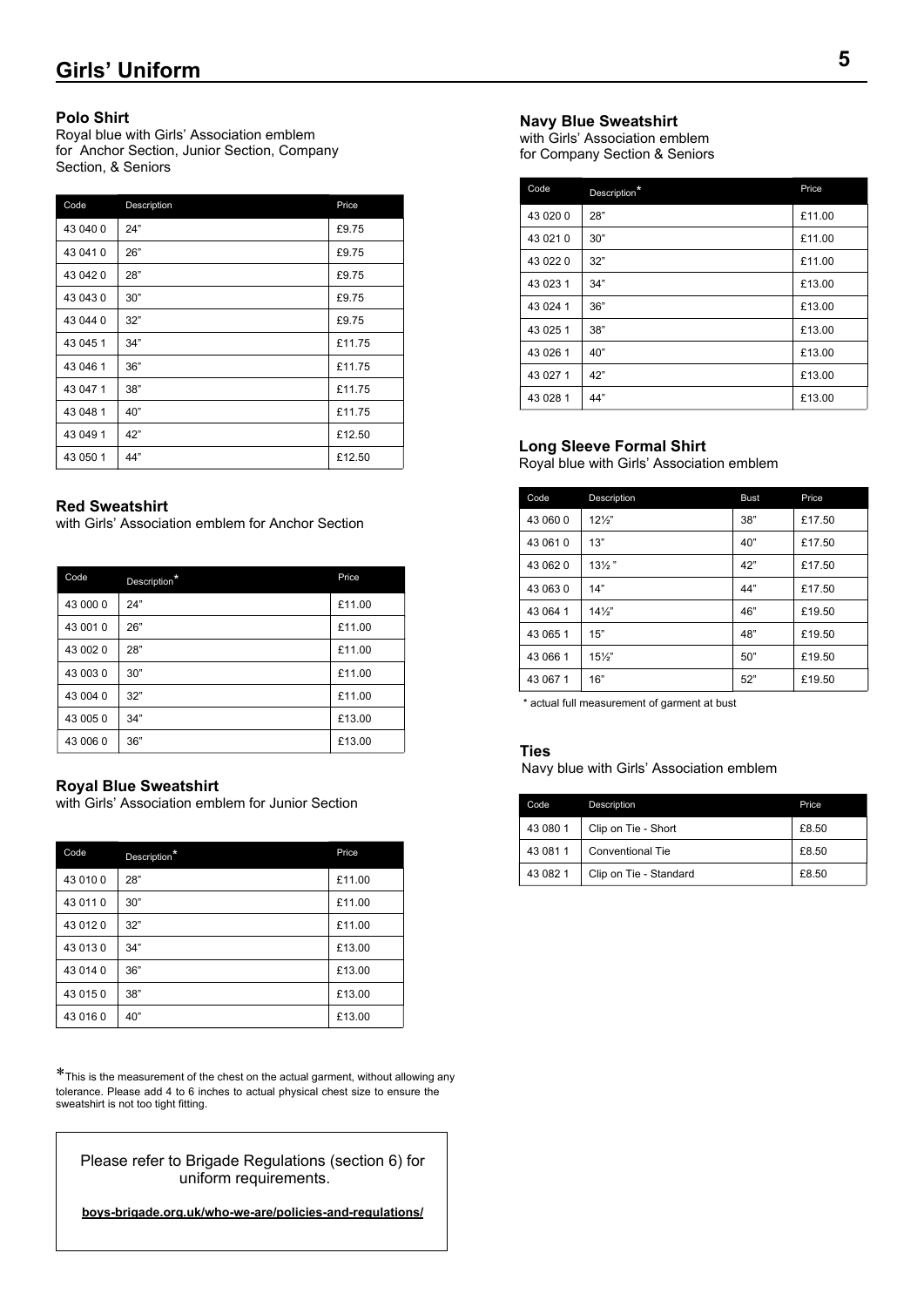# Girls' Uniform

### Polo Shirt

Royal blue with Girls' Association emblem for Anchor Section, Junior Section, Company Section, & Seniors

| Code | Description | Price |
|---|---|---|
| 43 040 0 | 24" | £9.75 |
| 43 041 0 | 26" | £9.75 |
| 43 042 0 | 28" | £9.75 |
| 43 043 0 | 30" | £9.75 |
| 43 044 0 | 32" | £9.75 |
| 43 045 1 | 34" | £11.75 |
| 43 046 1 | 36" | £11.75 |
| 43 047 1 | 38" | £11.75 |
| 43 048 1 | 40" | £11.75 |
| 43 049 1 | 42" | £12.50 |
| 43 050 1 | 44" | £12.50 |

### Red Sweatshirt

with Girls' Association emblem for Anchor Section

| Code | Description* | Price |
|---|---|---|
| 43 000 0 | 24" | £11.00 |
| 43 001 0 | 26" | £11.00 |
| 43 002 0 | 28" | £11.00 |
| 43 003 0 | 30" | £11.00 |
| 43 004 0 | 32" | £11.00 |
| 43 005 0 | 34" | £13.00 |
| 43 006 0 | 36" | £13.00 |

### Royal Blue Sweatshirt

with Girls' Association emblem for Junior Section

| Code | Description* | Price |
|---|---|---|
| 43 010 0 | 28" | £11.00 |
| 43 011 0 | 30" | £11.00 |
| 43 012 0 | 32" | £11.00 |
| 43 013 0 | 34" | £13.00 |
| 43 014 0 | 36" | £13.00 |
| 43 015 0 | 38" | £13.00 |
| 43 016 0 | 40" | £13.00 |

*This is the measurement of the chest on the actual garment, without allowing any tolerance. Please add 4 to 6 inches to actual physical chest size to ensure the sweatshirt is not too tight fitting.

Please refer to Brigade Regulations (section 6) for uniform requirements.

**boys-brigade.org.uk/who-we-are/policies-and-regulations/**

### Navy Blue Sweatshirt

with Girls' Association emblem for Company Section & Seniors

| Code | Description* | Price |
|---|---|---|
| 43 020 0 | 28" | £11.00 |
| 43 021 0 | 30" | £11.00 |
| 43 022 0 | 32" | £11.00 |
| 43 023 1 | 34" | £13.00 |
| 43 024 1 | 36" | £13.00 |
| 43 025 1 | 38" | £13.00 |
| 43 026 1 | 40" | £13.00 |
| 43 027 1 | 42" | £13.00 |
| 43 028 1 | 44" | £13.00 |

### Long Sleeve Formal Shirt

Royal blue with Girls' Association emblem

| Code | Description | Bust | Price |
|---|---|---|---|
| 43 060 0 | 12½" | 38" | £17.50 |
| 43 061 0 | 13" | 40" | £17.50 |
| 43 062 0 | 13½ " | 42" | £17.50 |
| 43 063 0 | 14" | 44" | £17.50 |
| 43 064 1 | 14½" | 46" | £19.50 |
| 43 065 1 | 15" | 48" | £19.50 |
| 43 066 1 | 15½" | 50" | £19.50 |
| 43 067 1 | 16" | 52" | £19.50 |

* actual full measurement of garment at bust

### Ties

Navy blue with Girls' Association emblem

| Code | Description | Price |
|---|---|---|
| 43 080 1 | Clip on Tie - Short | £8.50 |
| 43 081 1 | Conventional Tie | £8.50 |
| 43 082 1 | Clip on Tie - Standard | £8.50 |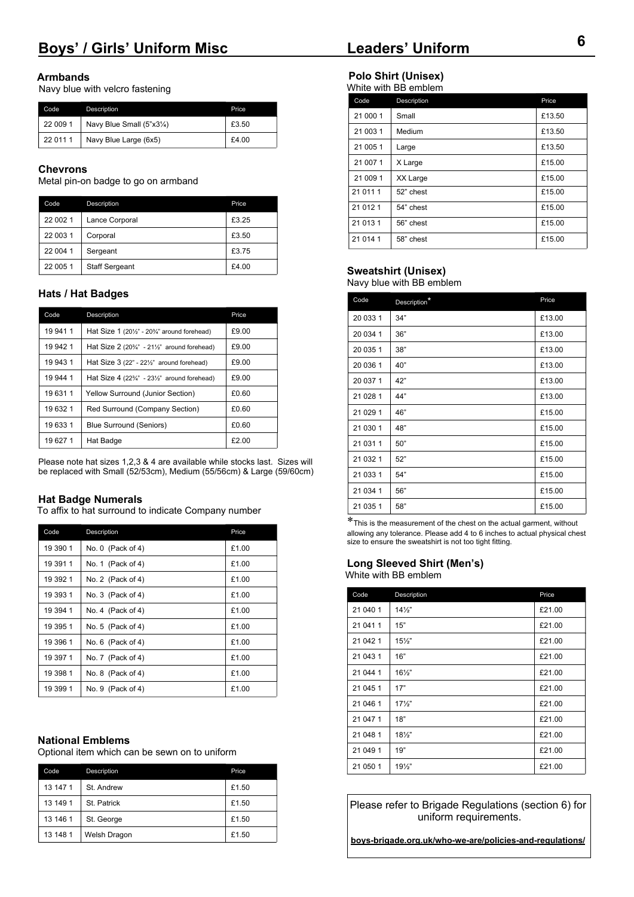## Boys' / Girls' Uniform Misc

### Armbands

Navy blue with velcro fastening

| Code | Description | Price |
|---|---|---|
| 22 009 1 | Navy Blue Small (5"x3¼) | £3.50 |
| 22 011 1 | Navy Blue Large (6x5) | £4.00 |

### Chevrons

Metal pin-on badge to go on armband

| Code | Description | Price |
|---|---|---|
| 22 002 1 | Lance Corporal | £3.25 |
| 22 003 1 | Corporal | £3.50 |
| 22 004 1 | Sergeant | £3.75 |
| 22 005 1 | Staff Sergeant | £4.00 |

### Hats / Hat Badges

| Code | Description | Price |
|---|---|---|
| 19 941 1 | Hat Size 1 (20½" - 20¾" around forehead) | £9.00 |
| 19 942 1 | Hat Size 2 (20¾" - 21½" around forehead) | £9.00 |
| 19 943 1 | Hat Size 3 (22" - 22½" around forehead) | £9.00 |
| 19 944 1 | Hat Size 4 (22¾" - 23½" around forehead) | £9.00 |
| 19 631 1 | Yellow Surround (Junior Section) | £0.60 |
| 19 632 1 | Red Surround (Company Section) | £0.60 |
| 19 633 1 | Blue Surround (Seniors) | £0.60 |
| 19 627 1 | Hat Badge | £2.00 |

Please note hat sizes 1,2,3 & 4 are available while stocks last. Sizes will be replaced with Small (52/53cm), Medium (55/56cm) & Large (59/60cm)

### Hat Badge Numerals

To affix to hat surround to indicate Company number

| Code | Description | Price |
|---|---|---|
| 19 390 1 | No. 0 (Pack of 4) | £1.00 |
| 19 391 1 | No. 1 (Pack of 4) | £1.00 |
| 19 392 1 | No. 2 (Pack of 4) | £1.00 |
| 19 393 1 | No. 3 (Pack of 4) | £1.00 |
| 19 394 1 | No. 4 (Pack of 4) | £1.00 |
| 19 395 1 | No. 5 (Pack of 4) | £1.00 |
| 19 396 1 | No. 6 (Pack of 4) | £1.00 |
| 19 397 1 | No. 7 (Pack of 4) | £1.00 |
| 19 398 1 | No. 8 (Pack of 4) | £1.00 |
| 19 399 1 | No. 9 (Pack of 4) | £1.00 |

### National Emblems

Optional item which can be sewn on to uniform

| Code | Description | Price |
|---|---|---|
| 13 147 1 | St. Andrew | £1.50 |
| 13 149 1 | St. Patrick | £1.50 |
| 13 146 1 | St. George | £1.50 |
| 13 148 1 | Welsh Dragon | £1.50 |

## Leaders' Uniform

### Polo Shirt (Unisex)

White with BB emblem

| Code | Description | Price |
|---|---|---|
| 21 000 1 | Small | £13.50 |
| 21 003 1 | Medium | £13.50 |
| 21 005 1 | Large | £13.50 |
| 21 007 1 | X Large | £15.00 |
| 21 009 1 | XX Large | £15.00 |
| 21 011 1 | 52" chest | £15.00 |
| 21 012 1 | 54" chest | £15.00 |
| 21 013 1 | 56" chest | £15.00 |
| 21 014 1 | 58" chest | £15.00 |

### Sweatshirt (Unisex)

Navy blue with BB emblem

| Code | Description* | Price |
|---|---|---|
| 20 033 1 | 34" | £13.00 |
| 20 034 1 | 36" | £13.00 |
| 20 035 1 | 38" | £13.00 |
| 20 036 1 | 40" | £13.00 |
| 20 037 1 | 42" | £13.00 |
| 21 028 1 | 44" | £13.00 |
| 21 029 1 | 46" | £15.00 |
| 21 030 1 | 48" | £15.00 |
| 21 031 1 | 50" | £15.00 |
| 21 032 1 | 52" | £15.00 |
| 21 033 1 | 54" | £15.00 |
| 21 034 1 | 56" | £15.00 |
| 21 035 1 | 58" | £15.00 |

*This is the measurement of the chest on the actual garment, without allowing any tolerance. Please add 4 to 6 inches to actual physical chest size to ensure the sweatshirt is not too tight fitting.

### Long Sleeved Shirt (Men's)

White with BB emblem

| Code | Description | Price |
|---|---|---|
| 21 040 1 | 14½" | £21.00 |
| 21 041 1 | 15" | £21.00 |
| 21 042 1 | 15½" | £21.00 |
| 21 043 1 | 16" | £21.00 |
| 21 044 1 | 16½" | £21.00 |
| 21 045 1 | 17" | £21.00 |
| 21 046 1 | 17½" | £21.00 |
| 21 047 1 | 18" | £21.00 |
| 21 048 1 | 18½" | £21.00 |
| 21 049 1 | 19" | £21.00 |
| 21 050 1 | 19½" | £21.00 |

Please refer to Brigade Regulations (section 6) for uniform requirements.

**boys-brigade.org.uk/who-we-are/policies-and-regulations/**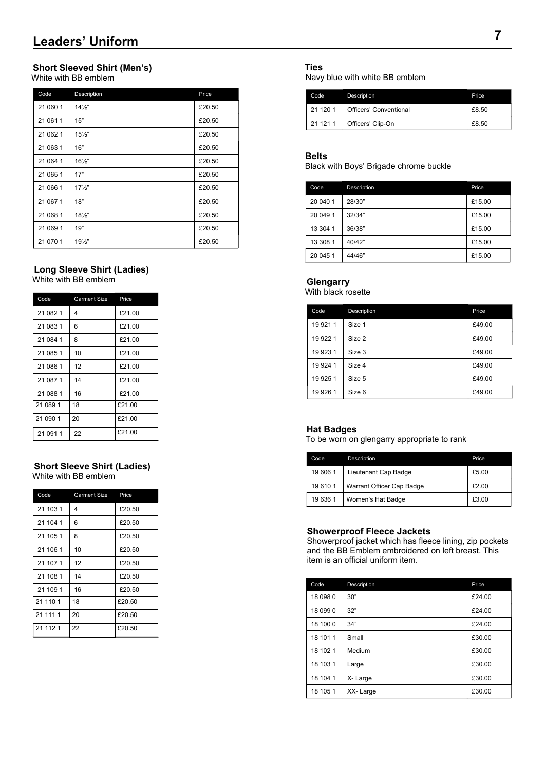# Leaders' Uniform

## Short Sleeved Shirt (Men's)

White with BB emblem

| Code | Description | Price |
|---|---|---|
| 21 060 1 | 14½" | £20.50 |
| 21 061 1 | 15" | £20.50 |
| 21 062 1 | 15½" | £20.50 |
| 21 063 1 | 16" | £20.50 |
| 21 064 1 | 16½" | £20.50 |
| 21 065 1 | 17" | £20.50 |
| 21 066 1 | 17½" | £20.50 |
| 21 067 1 | 18" | £20.50 |
| 21 068 1 | 18½" | £20.50 |
| 21 069 1 | 19" | £20.50 |
| 21 070 1 | 19½" | £20.50 |

## Long Sleeve Shirt (Ladies)

White with BB emblem

| Code | Garment Size | Price |
|---|---|---|
| 21 082 1 | 4 | £21.00 |
| 21 083 1 | 6 | £21.00 |
| 21 084 1 | 8 | £21.00 |
| 21 085 1 | 10 | £21.00 |
| 21 086 1 | 12 | £21.00 |
| 21 087 1 | 14 | £21.00 |
| 21 088 1 | 16 | £21.00 |
| 21 089 1 | 18 | £21.00 |
| 21 090 1 | 20 | £21.00 |
| 21 091 1 | 22 | £21.00 |

## Short Sleeve Shirt (Ladies)

White with BB emblem

| Code | Garment Size | Price |
|---|---|---|
| 21 103 1 | 4 | £20.50 |
| 21 104 1 | 6 | £20.50 |
| 21 105 1 | 8 | £20.50 |
| 21 106 1 | 10 | £20.50 |
| 21 107 1 | 12 | £20.50 |
| 21 108 1 | 14 | £20.50 |
| 21 109 1 | 16 | £20.50 |
| 21 110 1 | 18 | £20.50 |
| 21 111 1 | 20 | £20.50 |
| 21 112 1 | 22 | £20.50 |

## Ties

Navy blue with white BB emblem

| Code | Description | Price |
|---|---|---|
| 21 120 1 | Officers' Conventional | £8.50 |
| 21 121 1 | Officers' Clip-On | £8.50 |

## Belts

Black with Boys' Brigade chrome buckle

| Code | Description | Price |
|---|---|---|
| 20 040 1 | 28/30" | £15.00 |
| 20 049 1 | 32/34" | £15.00 |
| 13 304 1 | 36/38" | £15.00 |
| 13 308 1 | 40/42" | £15.00 |
| 20 045 1 | 44/46" | £15.00 |

## Glengarry

With black rosette

| Code | Description | Price |
|---|---|---|
| 19 921 1 | Size 1 | £49.00 |
| 19 922 1 | Size 2 | £49.00 |
| 19 923 1 | Size 3 | £49.00 |
| 19 924 1 | Size 4 | £49.00 |
| 19 925 1 | Size 5 | £49.00 |
| 19 926 1 | Size 6 | £49.00 |

## Hat Badges

To be worn on glengarry appropriate to rank

| Code | Description | Price |
|---|---|---|
| 19 606 1 | Lieutenant Cap Badge | £5.00 |
| 19 610 1 | Warrant Officer Cap Badge | £2.00 |
| 19 636 1 | Women's Hat Badge | £3.00 |

## Showerproof Fleece Jackets

Showerproof jacket which has fleece lining, zip pockets and the BB Emblem embroidered on left breast. This item is an official uniform item.

| Code | Description | Price |
|---|---|---|
| 18 098 0 | 30" | £24.00 |
| 18 099 0 | 32" | £24.00 |
| 18 100 0 | 34" | £24.00 |
| 18 101 1 | Small | £30.00 |
| 18 102 1 | Medium | £30.00 |
| 18 103 1 | Large | £30.00 |
| 18 104 1 | X- Large | £30.00 |
| 18 105 1 | XX- Large | £30.00 |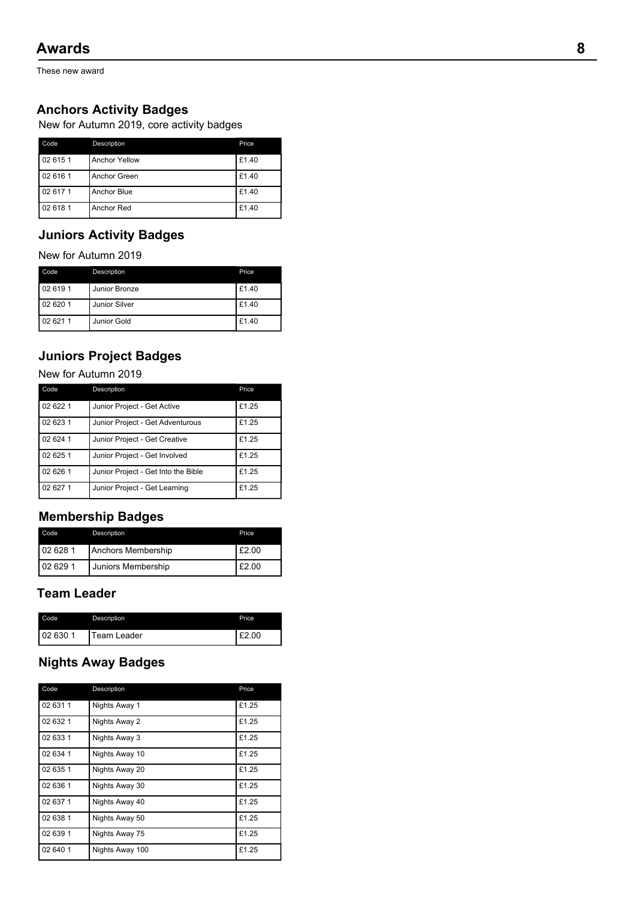# Awards

These new award

## Anchors Activity Badges

New for Autumn 2019, core activity badges

| Code | Description | Price |
|---|---|---|
| 02 615 1 | Anchor Yellow | £1.40 |
| 02 616 1 | Anchor Green | £1.40 |
| 02 617 1 | Anchor Blue | £1.40 |
| 02 618 1 | Anchor Red | £1.40 |

## Juniors Activity Badges

New for Autumn 2019

| Code | Description | Price |
|---|---|---|
| 02 619 1 | Junior Bronze | £1.40 |
| 02 620 1 | Junior Silver | £1.40 |
| 02 621 1 | Junior Gold | £1.40 |

## Juniors Project Badges

New for Autumn 2019

| Code | Description | Price |
|---|---|---|
| 02 622 1 | Junior Project - Get Active | £1.25 |
| 02 623 1 | Junior Project - Get Adventurous | £1.25 |
| 02 624 1 | Junior Project - Get Creative | £1.25 |
| 02 625 1 | Junior Project - Get Involved | £1.25 |
| 02 626 1 | Junior Project - Get Into the Bible | £1.25 |
| 02 627 1 | Junior Project - Get Learning | £1.25 |

## Membership Badges

| Code | Description | Price |
|---|---|---|
| 02 628 1 | Anchors Membership | £2.00 |
| 02 629 1 | Juniors Membership | £2.00 |

## Team Leader

| Code | Description | Price |
|---|---|---|
| 02 630 1 | Team Leader | £2.00 |

## Nights Away Badges

| Code | Description | Price |
|---|---|---|
| 02 631 1 | Nights Away 1 | £1.25 |
| 02 632 1 | Nights Away 2 | £1.25 |
| 02 633 1 | Nights Away 3 | £1.25 |
| 02 634 1 | Nights Away 10 | £1.25 |
| 02 635 1 | Nights Away 20 | £1.25 |
| 02 636 1 | Nights Away 30 | £1.25 |
| 02 637 1 | Nights Away 40 | £1.25 |
| 02 638 1 | Nights Away 50 | £1.25 |
| 02 639 1 | Nights Away 75 | £1.25 |
| 02 640 1 | Nights Away 100 | £1.25 |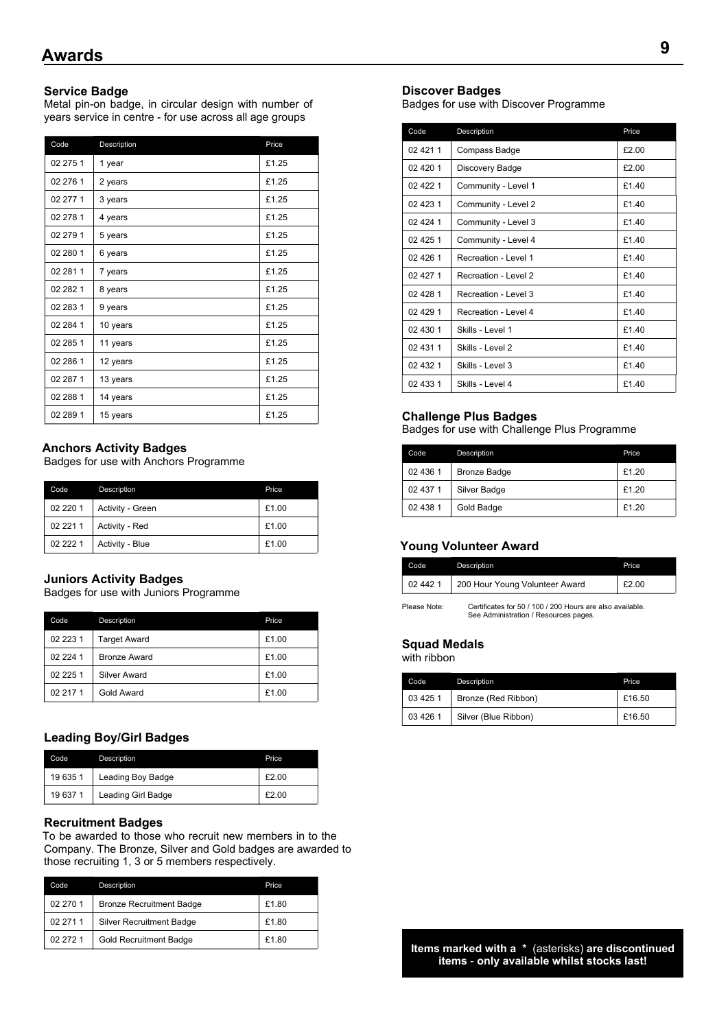# Awards

### Service Badge

Metal pin-on badge, in circular design with number of years service in centre - for use across all age groups

| Code | Description | Price |
|---|---|---|
| 02 275 1 | 1 year | £1.25 |
| 02 276 1 | 2 years | £1.25 |
| 02 277 1 | 3 years | £1.25 |
| 02 278 1 | 4 years | £1.25 |
| 02 279 1 | 5 years | £1.25 |
| 02 280 1 | 6 years | £1.25 |
| 02 281 1 | 7 years | £1.25 |
| 02 282 1 | 8 years | £1.25 |
| 02 283 1 | 9 years | £1.25 |
| 02 284 1 | 10 years | £1.25 |
| 02 285 1 | 11 years | £1.25 |
| 02 286 1 | 12 years | £1.25 |
| 02 287 1 | 13 years | £1.25 |
| 02 288 1 | 14 years | £1.25 |
| 02 289 1 | 15 years | £1.25 |

### Anchors Activity Badges

Badges for use with Anchors Programme

| Code | Description | Price |
|---|---|---|
| 02 220 1 | Activity - Green | £1.00 |
| 02 221 1 | Activity - Red | £1.00 |
| 02 222 1 | Activity - Blue | £1.00 |

### Juniors Activity Badges

Badges for use with Juniors Programme

| Code | Description | Price |
|---|---|---|
| 02 223 1 | Target Award | £1.00 |
| 02 224 1 | Bronze Award | £1.00 |
| 02 225 1 | Silver Award | £1.00 |
| 02 217 1 | Gold Award | £1.00 |

### Leading Boy/Girl Badges

| Code | Description | Price |
|---|---|---|
| 19 635 1 | Leading Boy Badge | £2.00 |
| 19 637 1 | Leading Girl Badge | £2.00 |

### Recruitment Badges

To be awarded to those who recruit new members in to the Company. The Bronze, Silver and Gold badges are awarded to those recruiting 1, 3 or 5 members respectively.

| Code | Description | Price |
|---|---|---|
| 02 270 1 | Bronze Recruitment Badge | £1.80 |
| 02 271 1 | Silver Recruitment Badge | £1.80 |
| 02 272 1 | Gold Recruitment Badge | £1.80 |

### Discover Badges

Badges for use with Discover Programme

| Code | Description | Price |
|---|---|---|
| 02 421 1 | Compass Badge | £2.00 |
| 02 420 1 | Discovery Badge | £2.00 |
| 02 422 1 | Community - Level 1 | £1.40 |
| 02 423 1 | Community - Level 2 | £1.40 |
| 02 424 1 | Community - Level 3 | £1.40 |
| 02 425 1 | Community - Level 4 | £1.40 |
| 02 426 1 | Recreation - Level 1 | £1.40 |
| 02 427 1 | Recreation - Level 2 | £1.40 |
| 02 428 1 | Recreation - Level 3 | £1.40 |
| 02 429 1 | Recreation - Level 4 | £1.40 |
| 02 430 1 | Skills - Level 1 | £1.40 |
| 02 431 1 | Skills - Level 2 | £1.40 |
| 02 432 1 | Skills - Level 3 | £1.40 |
| 02 433 1 | Skills - Level 4 | £1.40 |

### Challenge Plus Badges

Badges for use with Challenge Plus Programme

| Code | Description | Price |
|---|---|---|
| 02 436 1 | Bronze Badge | £1.20 |
| 02 437 1 | Silver Badge | £1.20 |
| 02 438 1 | Gold Badge | £1.20 |

### Young Volunteer Award

| Code | Description | Price |
|---|---|---|
| 02 442 1 | 200 Hour Young Volunteer Award | £2.00 |

Please Note: Certificates for 50 / 100 / 200 Hours are also available. See Administration / Resources pages.

### Squad Medals

with ribbon

| Code | Description | Price |
|---|---|---|
| 03 425 1 | Bronze (Red Ribbon) | £16.50 |
| 03 426 1 | Silver (Blue Ribbon) | £16.50 |

**Items marked with a * (asterisks) are discontinued items - only available whilst stocks last!**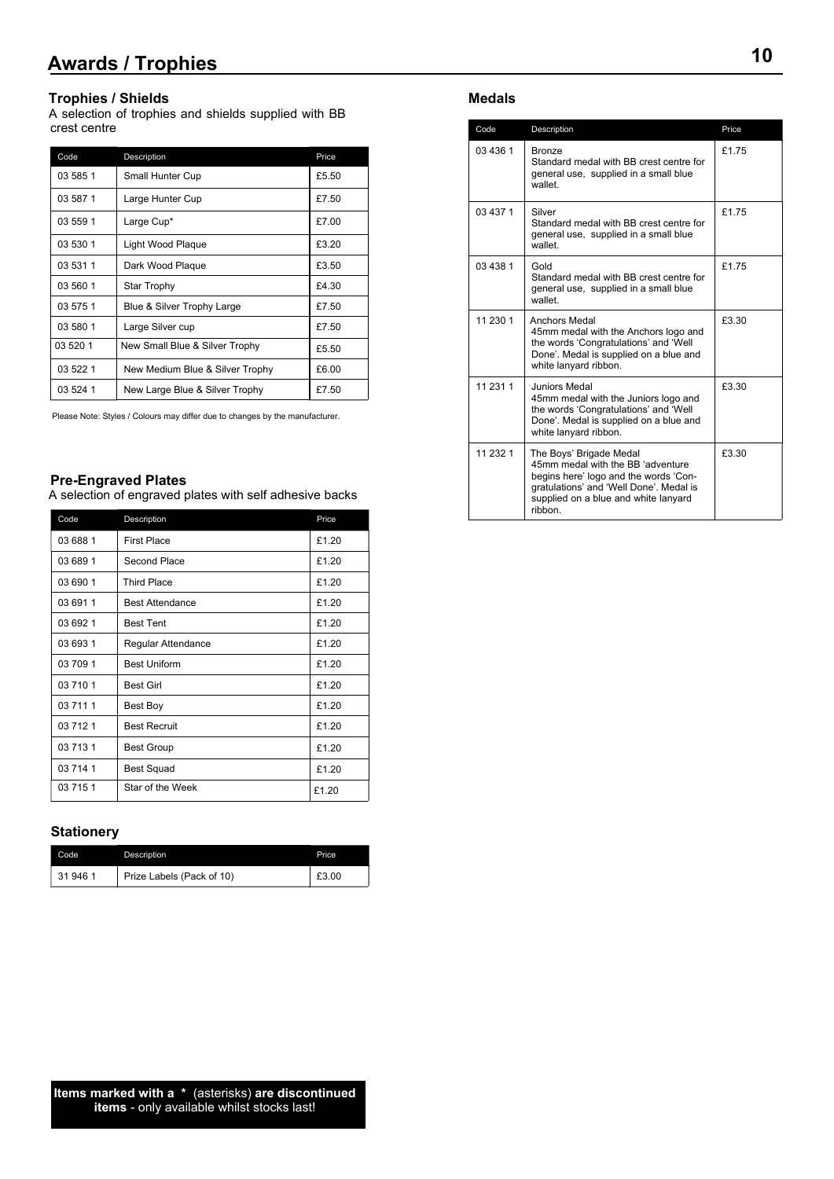# Awards / Trophies

## Trophies / Shields

A selection of trophies and shields supplied with BB crest centre

| Code | Description | Price |
|---|---|---|
| 03 585 1 | Small Hunter Cup | £5.50 |
| 03 587 1 | Large Hunter Cup | £7.50 |
| 03 559 1 | Large Cup* | £7.00 |
| 03 530 1 | Light Wood Plaque | £3.20 |
| 03 531 1 | Dark Wood Plaque | £3.50 |
| 03 560 1 | Star Trophy | £4.30 |
| 03 575 1 | Blue & Silver Trophy Large | £7.50 |
| 03 580 1 | Large Silver cup | £7.50 |
| 03 520 1 | New Small Blue & Silver Trophy | £5.50 |
| 03 522 1 | New Medium Blue & Silver Trophy | £6.00 |
| 03 524 1 | New Large Blue & Silver Trophy | £7.50 |

Please Note: Styles / Colours may differ due to changes by the manufacturer.

## Pre-Engraved Plates

A selection of engraved plates with self adhesive backs

| Code | Description | Price |
|---|---|---|
| 03 688 1 | First Place | £1.20 |
| 03 689 1 | Second Place | £1.20 |
| 03 690 1 | Third Place | £1.20 |
| 03 691 1 | Best Attendance | £1.20 |
| 03 692 1 | Best Tent | £1.20 |
| 03 693 1 | Regular Attendance | £1.20 |
| 03 709 1 | Best Uniform | £1.20 |
| 03 710 1 | Best Girl | £1.20 |
| 03 711 1 | Best Boy | £1.20 |
| 03 712 1 | Best Recruit | £1.20 |
| 03 713 1 | Best Group | £1.20 |
| 03 714 1 | Best Squad | £1.20 |
| 03 715 1 | Star of the Week | £1.20 |

## Stationery

| Code | Description | Price |
|---|---|---|
| 31 946 1 | Prize Labels (Pack of 10) | £3.00 |

**Items marked with a * (asterisks) are discontinued items** - only available whilst stocks last!

## Medals

| Code | Description | Price |
|---|---|---|
| 03 436 1 | Bronze<br>Standard medal with BB crest centre for general use, supplied in a small blue wallet. | £1.75 |
| 03 437 1 | Silver<br>Standard medal with BB crest centre for general use, supplied in a small blue wallet. | £1.75 |
| 03 438 1 | Gold<br>Standard medal with BB crest centre for general use, supplied in a small blue wallet. | £1.75 |
| 11 230 1 | Anchors Medal<br>45mm medal with the Anchors logo and the words 'Congratulations' and 'Well Done'. Medal is supplied on a blue and white lanyard ribbon. | £3.30 |
| 11 231 1 | Juniors Medal<br>45mm medal with the Juniors logo and the words 'Congratulations' and 'Well Done'. Medal is supplied on a blue and white lanyard ribbon. | £3.30 |
| 11 232 1 | The Boys' Brigade Medal<br>45mm medal with the BB 'adventure begins here' logo and the words 'Congratulations' and 'Well Done'. Medal is supplied on a blue and white lanyard ribbon. | £3.30 |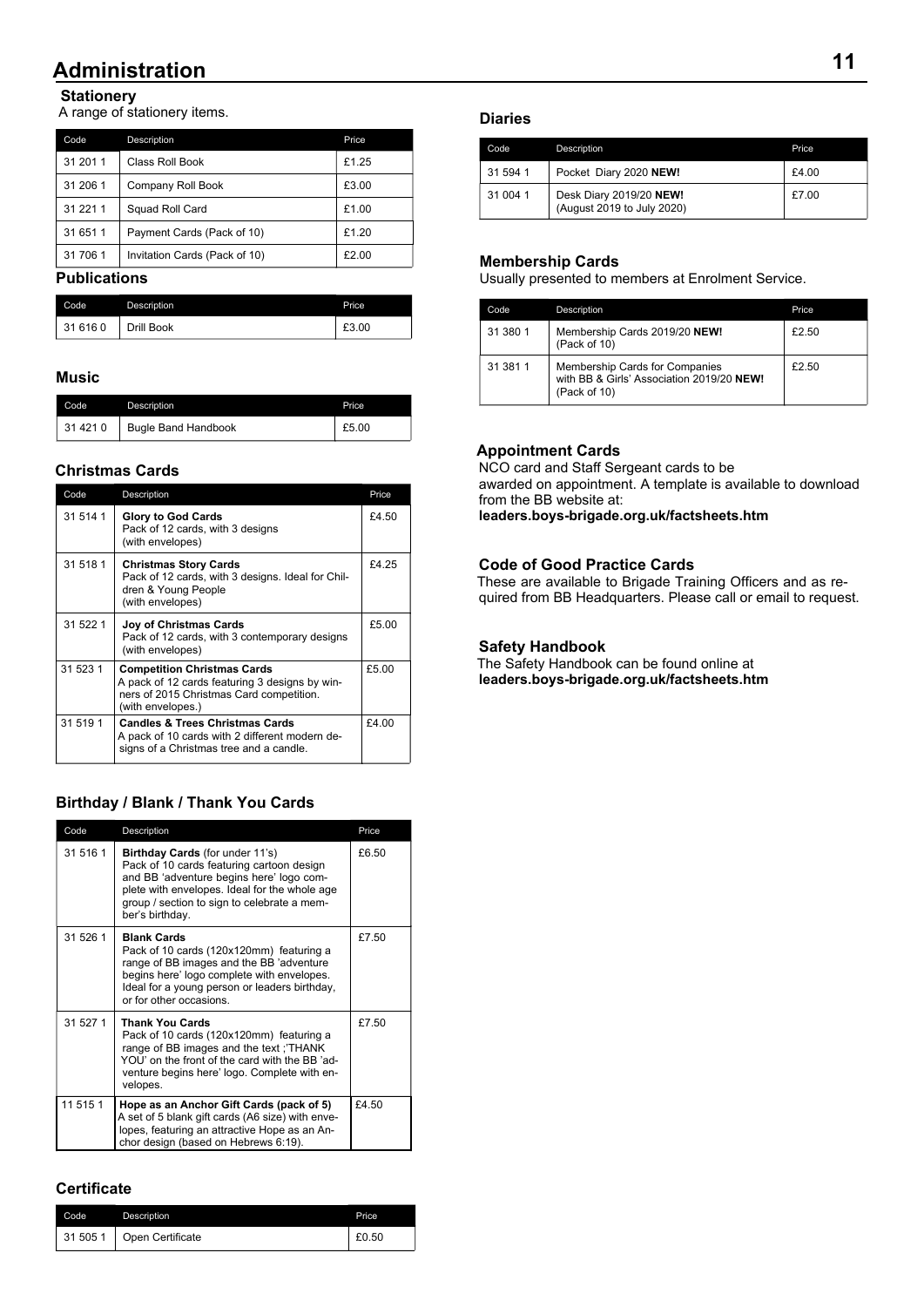# Administration

## Stationery

A range of stationery items.

| Code | Description | Price |
|---|---|---|
| 31 201 1 | Class Roll Book | £1.25 |
| 31 206 1 | Company Roll Book | £3.00 |
| 31 221 1 | Squad Roll Card | £1.00 |
| 31 651 1 | Payment Cards (Pack of 10) | £1.20 |
| 31 706 1 | Invitation Cards (Pack of 10) | £2.00 |

## Publications

| Code | Description | Price |
|---|---|---|
| 31 616 0 | Drill Book | £3.00 |

## Music

| Code | Description | Price |
|---|---|---|
| 31 421 0 | Bugle Band Handbook | £5.00 |

## Christmas Cards

| Code | Description | Price |
|---|---|---|
| 31 514 1 | **Glory to God Cards** Pack of 12 cards, with 3 designs (with envelopes) | £4.50 |
| 31 518 1 | **Christmas Story Cards** Pack of 12 cards, with 3 designs. Ideal for Children & Young People (with envelopes) | £4.25 |
| 31 522 1 | **Joy of Christmas Cards** Pack of 12 cards, with 3 contemporary designs (with envelopes) | £5.00 |
| 31 523 1 | **Competition Christmas Cards** A pack of 12 cards featuring 3 designs by winners of 2015 Christmas Card competition. (with envelopes.) | £5.00 |
| 31 519 1 | **Candles & Trees Christmas Cards** A pack of 10 cards with 2 different modern designs of a Christmas tree and a candle. | £4.00 |

## Birthday / Blank / Thank You Cards

| Code | Description | Price |
|---|---|---|
| 31 516 1 | **Birthday Cards** (for under 11's) Pack of 10 cards featuring cartoon design and BB 'adventure begins here' logo complete with envelopes. Ideal for the whole age group / section to sign to celebrate a member's birthday. | £6.50 |
| 31 526 1 | **Blank Cards** Pack of 10 cards (120x120mm) featuring a range of BB images and the BB 'adventure begins here' logo complete with envelopes. Ideal for a young person or leaders birthday, or for other occasions. | £7.50 |
| 31 527 1 | **Thank You Cards** Pack of 10 cards (120x120mm) featuring a range of BB images and the text ;'THANK YOU' on the front of the card with the BB 'adventure begins here' logo. Complete with envelopes. | £7.50 |
| 11 515 1 | **Hope as an Anchor Gift Cards (pack of 5)** A set of 5 blank gift cards (A6 size) with envelopes, featuring an attractive Hope as an Anchor design (based on Hebrews 6:19). | £4.50 |

## Certificate

| Code | Description | Price |
|---|---|---|
| 31 505 1 | Open Certificate | £0.50 |

## Diaries

| Code | Description | Price |
|---|---|---|
| 31 594 1 | Pocket Diary 2020 **NEW!** | £4.00 |
| 31 004 1 | Desk Diary 2019/20 **NEW!** (August 2019 to July 2020) | £7.00 |

## Membership Cards

Usually presented to members at Enrolment Service.

| Code | Description | Price |
|---|---|---|
| 31 380 1 | Membership Cards 2019/20 **NEW!** (Pack of 10) | £2.50 |
| 31 381 1 | Membership Cards for Companies with BB & Girls' Association 2019/20 **NEW!** (Pack of 10) | £2.50 |

## Appointment Cards

NCO card and Staff Sergeant cards to be awarded on appointment. A template is available to download from the BB website at:
**leaders.boys-brigade.org.uk/factsheets.htm**

## Code of Good Practice Cards

These are available to Brigade Training Officers and as required from BB Headquarters. Please call or email to request.

## Safety Handbook

The Safety Handbook can be found online at
**leaders.boys-brigade.org.uk/factsheets.htm**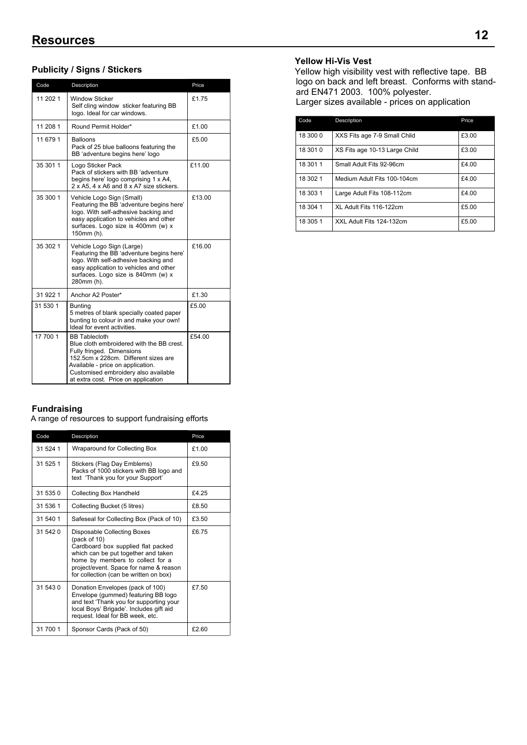# Resources

## Publicity / Signs / Stickers

| Code | Description | Price |
|---|---|---|
| 11 202 1 | Window Sticker<br>Self cling window sticker featuring BB logo. Ideal for car windows. | £1.75 |
| 11 208 1 | Round Permit Holder* | £1.00 |
| 11 679 1 | Balloons<br>Pack of 25 blue balloons featuring the BB 'adventure begins here' logo | £5.00 |
| 35 301 1 | Logo Sticker Pack<br>Pack of stickers with BB 'adventure begins here' logo comprising 1 x A4, 2 x A5, 4 x A6 and 8 x A7 size stickers. | £11.00 |
| 35 300 1 | Vehicle Logo Sign (Small)<br>Featuring the BB 'adventure begins here' logo. With self-adhesive backing and easy application to vehicles and other surfaces. Logo size is 400mm (w) x 150mm (h). | £13.00 |
| 35 302 1 | Vehicle Logo Sign (Large)<br>Featuring the BB 'adventure begins here' logo. With self-adhesive backing and easy application to vehicles and other surfaces. Logo size is 840mm (w) x 280mm (h). | £16.00 |
| 31 922 1 | Anchor A2 Poster* | £1.30 |
| 31 530 1 | Bunting<br>5 metres of blank specially coated paper bunting to colour in and make your own! Ideal for event activities. | £5.00 |
| 17 700 1 | BB Tablecloth<br>Blue cloth embroidered with the BB crest. Fully fringed. Dimensions 152.5cm x 228cm. Different sizes are Available - price on application. Customised embroidery also available at extra cost. Price on application | £54.00 |

## Fundraising

A range of resources to support fundraising efforts

| Code | Description | Price |
|---|---|---|
| 31 524 1 | Wraparound for Collecting Box | £1.00 |
| 31 525 1 | Stickers (Flag Day Emblems)<br>Packs of 1000 stickers with BB logo and text 'Thank you for your Support' | £9.50 |
| 31 535 0 | Collecting Box Handheld | £4.25 |
| 31 536 1 | Collecting Bucket (5 litres) | £8.50 |
| 31 540 1 | Safeseal for Collecting Box (Pack of 10) | £3.50 |
| 31 542 0 | Disposable Collecting Boxes (pack of 10)<br>Cardboard box supplied flat packed which can be put together and taken home by members to collect for a project/event. Space for name & reason for collection (can be written on box) | £6.75 |
| 31 543 0 | Donation Envelopes (pack of 100)<br>Envelope (gummed) featuring BB logo and text 'Thank you for supporting your local Boys' Brigade'. Includes gift aid request. Ideal for BB week, etc. | £7.50 |
| 31 700 1 | Sponsor Cards (Pack of 50) | £2.60 |

## Yellow Hi-Vis Vest

Yellow high visibility vest with reflective tape. BB logo on back and left breast. Conforms with standard EN471 2003. 100% polyester.
Larger sizes available - prices on application

| Code | Description | Price |
|---|---|---|
| 18 300 0 | XXS Fits age 7-9 Small Child | £3.00 |
| 18 301 0 | XS Fits age 10-13 Large Child | £3.00 |
| 18 301 1 | Small Adult Fits 92-96cm | £4.00 |
| 18 302 1 | Medium Adult Fits 100-104cm | £4.00 |
| 18 303 1 | Large Adult Fits 108-112cm | £4.00 |
| 18 304 1 | XL Adult Fits 116-122cm | £5.00 |
| 18 305 1 | XXL Adult Fits 124-132cm | £5.00 |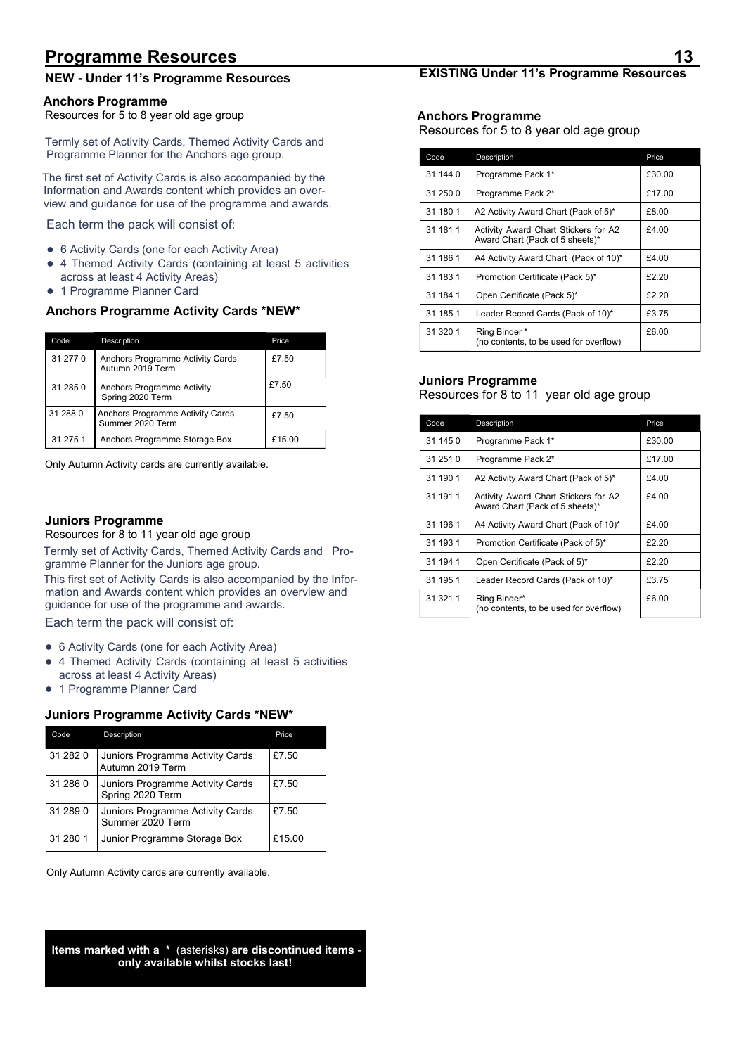# Programme Resources

## NEW - Under 11's Programme Resources

### Anchors Programme

Resources for 5 to 8 year old age group

Termly set of Activity Cards, Themed Activity Cards and Programme Planner for the Anchors age group.

The first set of Activity Cards is also accompanied by the Information and Awards content which provides an overview and guidance for use of the programme and awards.

Each term the pack will consist of:

- 6 Activity Cards (one for each Activity Area)
- 4 Themed Activity Cards (containing at least 5 activities across at least 4 Activity Areas)
- 1 Programme Planner Card

### Anchors Programme Activity Cards *NEW*

| Code | Description | Price |
|---|---|---|
| 31 277 0 | Anchors Programme Activity Cards Autumn 2019 Term | £7.50 |
| 31 285 0 | Anchors Programme Activity Spring 2020 Term | £7.50 |
| 31 288 0 | Anchors Programme Activity Cards Summer 2020 Term | £7.50 |
| 31 275 1 | Anchors Programme Storage Box | £15.00 |

Only Autumn Activity cards are currently available.

### Juniors Programme

Resources for 8 to 11 year old age group

Termly set of Activity Cards, Themed Activity Cards and Programme Planner for the Juniors age group.

This first set of Activity Cards is also accompanied by the Information and Awards content which provides an overview and guidance for use of the programme and awards.

Each term the pack will consist of:

- 6 Activity Cards (one for each Activity Area)
- 4 Themed Activity Cards (containing at least 5 activities across at least 4 Activity Areas)
- 1 Programme Planner Card

### Juniors Programme Activity Cards *NEW*

| Code | Description | Price |
|---|---|---|
| 31 282 0 | Juniors Programme Activity Cards Autumn 2019 Term | £7.50 |
| 31 286 0 | Juniors Programme Activity Cards Spring 2020 Term | £7.50 |
| 31 289 0 | Juniors Programme Activity Cards Summer 2020 Term | £7.50 |
| 31 280 1 | Junior Programme Storage Box | £15.00 |

Only Autumn Activity cards are currently available.

**Items marked with a * (asterisks) are discontinued items - only available whilst stocks last!**

## EXISTING Under 11's Programme Resources

### Anchors Programme

Resources for 5 to 8 year old age group

| Code | Description | Price |
|---|---|---|
| 31 144 0 | Programme Pack 1* | £30.00 |
| 31 250 0 | Programme Pack 2* | £17.00 |
| 31 180 1 | A2 Activity Award Chart (Pack of 5)* | £8.00 |
| 31 181 1 | Activity Award Chart Stickers for A2 Award Chart (Pack of 5 sheets)* | £4.00 |
| 31 186 1 | A4 Activity Award Chart (Pack of 10)* | £4.00 |
| 31 183 1 | Promotion Certificate (Pack 5)* | £2.20 |
| 31 184 1 | Open Certificate (Pack 5)* | £2.20 |
| 31 185 1 | Leader Record Cards (Pack of 10)* | £3.75 |
| 31 320 1 | Ring Binder * (no contents, to be used for overflow) | £6.00 |

### Juniors Programme

Resources for 8 to 11 year old age group

| Code | Description | Price |
|---|---|---|
| 31 145 0 | Programme Pack 1* | £30.00 |
| 31 251 0 | Programme Pack 2* | £17.00 |
| 31 190 1 | A2 Activity Award Chart (Pack of 5)* | £4.00 |
| 31 191 1 | Activity Award Chart Stickers for A2 Award Chart (Pack of 5 sheets)* | £4.00 |
| 31 196 1 | A4 Activity Award Chart (Pack of 10)* | £4.00 |
| 31 193 1 | Promotion Certificate (Pack of 5)* | £2.20 |
| 31 194 1 | Open Certificate (Pack of 5)* | £2.20 |
| 31 195 1 | Leader Record Cards (Pack of 10)* | £3.75 |
| 31 321 1 | Ring Binder* (no contents, to be used for overflow) | £6.00 |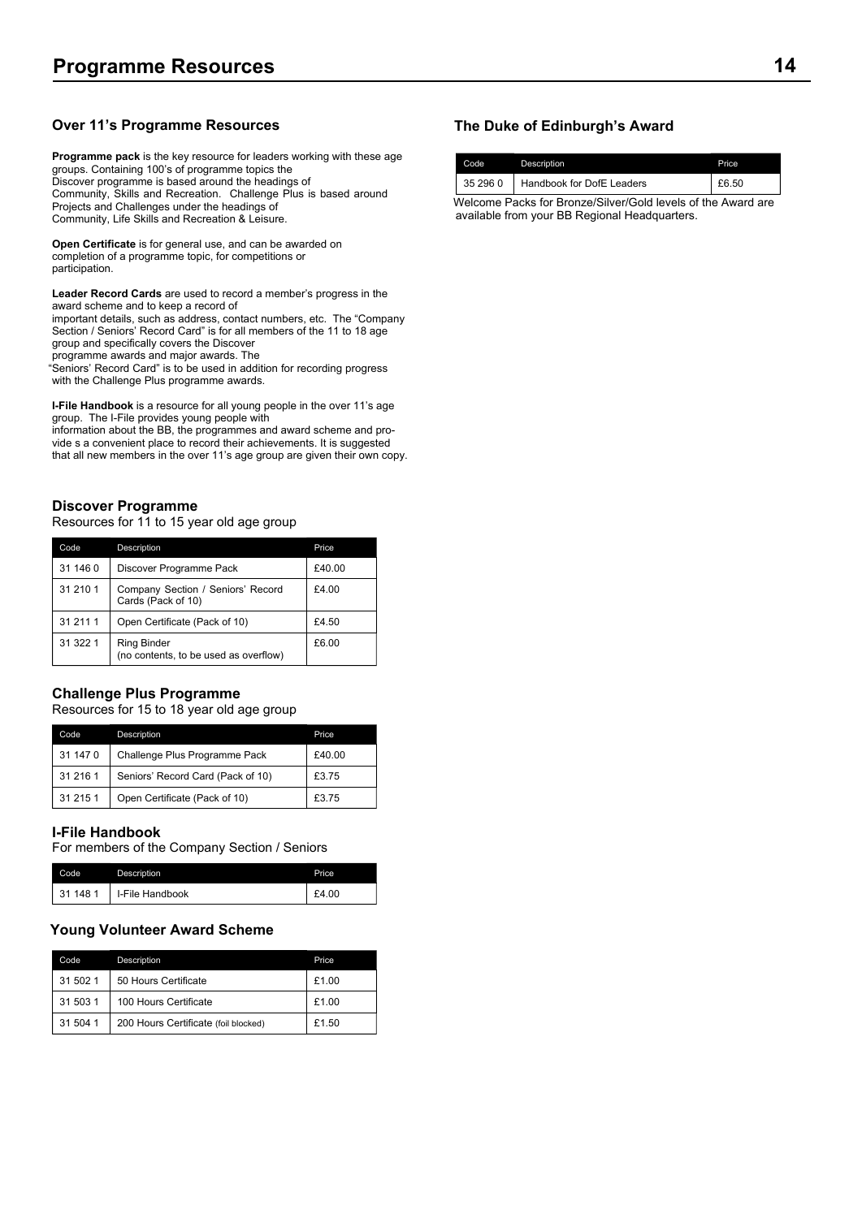# Programme Resources

## Over 11's Programme Resources

**Programme pack** is the key resource for leaders working with these age groups. Containing 100's of programme topics the Discover programme is based around the headings of Community, Skills and Recreation. Challenge Plus is based around Projects and Challenges under the headings of Community, Life Skills and Recreation & Leisure.

**Open Certificate** is for general use, and can be awarded on completion of a programme topic, for competitions or participation.

**Leader Record Cards** are used to record a member's progress in the award scheme and to keep a record of important details, such as address, contact numbers, etc. The "Company Section / Seniors' Record Card" is for all members of the 11 to 18 age group and specifically covers the Discover programme awards and major awards. The "Seniors' Record Card" is to be used in addition for recording progress with the Challenge Plus programme awards.

**I-File Handbook** is a resource for all young people in the over 11's age group. The I-File provides young people with information about the BB, the programmes and award scheme and provide s a convenient place to record their achievements. It is suggested that all new members in the over 11's age group are given their own copy.

### Discover Programme

Resources for 11 to 15 year old age group

| Code | Description | Price |
|---|---|---|
| 31 146 0 | Discover Programme Pack | £40.00 |
| 31 210 1 | Company Section / Seniors' Record Cards (Pack of 10) | £4.00 |
| 31 211 1 | Open Certificate (Pack of 10) | £4.50 |
| 31 322 1 | Ring Binder (no contents, to be used as overflow) | £6.00 |

### Challenge Plus Programme

Resources for 15 to 18 year old age group

| Code | Description | Price |
|---|---|---|
| 31 147 0 | Challenge Plus Programme Pack | £40.00 |
| 31 216 1 | Seniors' Record Card (Pack of 10) | £3.75 |
| 31 215 1 | Open Certificate (Pack of 10) | £3.75 |

### I-File Handbook

For members of the Company Section / Seniors

| Code | Description | Price |
|---|---|---|
| 31 148 1 | I-File Handbook | £4.00 |

### Young Volunteer Award Scheme

| Code | Description | Price |
|---|---|---|
| 31 502 1 | 50 Hours Certificate | £1.00 |
| 31 503 1 | 100 Hours Certificate | £1.00 |
| 31 504 1 | 200 Hours Certificate (foil blocked) | £1.50 |

## The Duke of Edinburgh's Award

| Code | Description | Price |
|---|---|---|
| 35 296 0 | Handbook for DofE Leaders | £6.50 |

Welcome Packs for Bronze/Silver/Gold levels of the Award are available from your BB Regional Headquarters.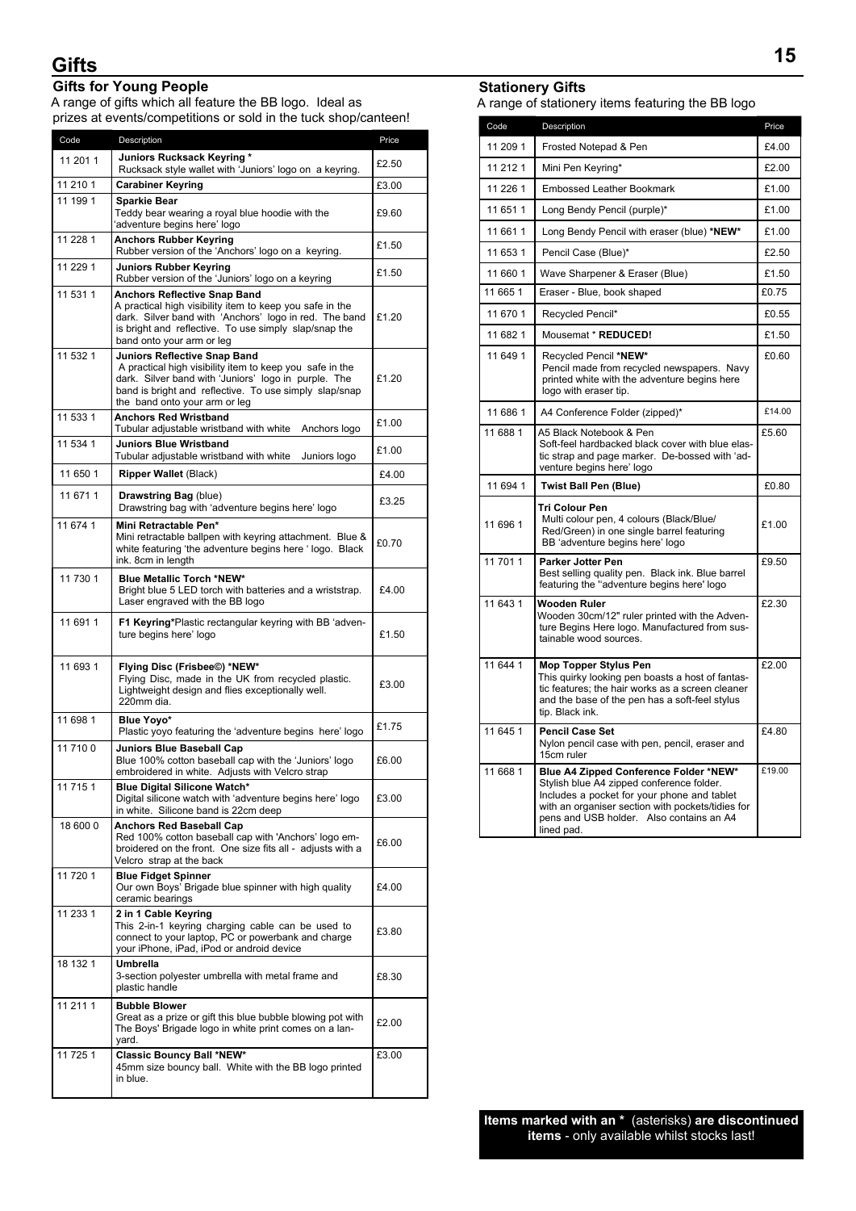# Gifts

## Gifts for Young People

A range of gifts which all feature the BB logo. Ideal as prizes at events/competitions or sold in the tuck shop/canteen!

| Code | Description | Price |
|---|---|---|
| 11 201 1 | **Juniors Rucksack Keyring ***<br>Rucksack style wallet with 'Juniors' logo on a keyring. | £2.50 |
| 11 210 1 | **Carabiner Keyring** | £3.00 |
| 11 199 1 | **Sparkie Bear**<br>Teddy bear wearing a royal blue hoodie with the 'adventure begins here' logo | £9.60 |
| 11 228 1 | **Anchors Rubber Keyring**<br>Rubber version of the 'Anchors' logo on a keyring. | £1.50 |
| 11 229 1 | **Juniors Rubber Keyring**<br>Rubber version of the 'Juniors' logo on a keyring | £1.50 |
| 11 531 1 | **Anchors Reflective Snap Band**<br>A practical high visibility item to keep you safe in the dark. Silver band with 'Anchors' logo in red. The band is bright and reflective. To use simply slap/snap the band onto your arm or leg | £1.20 |
| 11 532 1 | **Juniors Reflective Snap Band**<br>A practical high visibility item to keep you safe in the dark. Silver band with 'Juniors' logo in purple. The band is bright and reflective. To use simply slap/snap the band onto your arm or leg | £1.20 |
| 11 533 1 | **Anchors Red Wristband**<br>Tubular adjustable wristband with white Anchors logo | £1.00 |
| 11 534 1 | **Juniors Blue Wristband**<br>Tubular adjustable wristband with white Juniors logo | £1.00 |
| 11 650 1 | **Ripper Wallet** (Black) | £4.00 |
| 11 671 1 | **Drawstring Bag** (blue)<br>Drawstring bag with 'adventure begins here' logo | £3.25 |
| 11 674 1 | **Mini Retractable Pen***<br>Mini retractable ballpen with keyring attachment. Blue & white featuring 'the adventure begins here ' logo. Black ink. 8cm in length | £0.70 |
| 11 730 1 | **Blue Metallic Torch** ***NEW***<br>Bright blue 5 LED torch with batteries and a wriststrap. Laser engraved with the BB logo | £4.00 |
| 11 691 1 | **F1 Keyring***Plastic rectangular keyring with BB 'adventure begins here' logo | £1.50 |
| 11 693 1 | **Flying Disc (Frisbee©) *NEW***<br>Flying Disc, made in the UK from recycled plastic. Lightweight design and flies exceptionally well. 220mm dia. | £3.00 |
| 11 698 1 | **Blue Yoyo***<br>Plastic yoyo featuring the 'adventure begins here' logo | £1.75 |
| 11 710 0 | **Juniors Blue Baseball Cap**<br>Blue 100% cotton baseball cap with the 'Juniors' logo embroidered in white. Adjusts with Velcro strap | £6.00 |
| 11 715 1 | **Blue Digital Silicone Watch***<br>Digital silicone watch with 'adventure begins here' logo in white. Silicone band is 22cm deep | £3.00 |
| 18 600 0 | **Anchors Red Baseball Cap**<br>Red 100% cotton baseball cap with 'Anchors' logo embroidered on the front. One size fits all - adjusts with a Velcro strap at the back | £6.00 |
| 11 720 1 | **Blue Fidget Spinner**<br>Our own Boys' Brigade blue spinner with high quality ceramic bearings | £4.00 |
| 11 233 1 | **2 in 1 Cable Keyring**<br>This 2-in-1 keyring charging cable can be used to connect to your laptop, PC or powerbank and charge your iPhone, iPad, iPod or android device | £3.80 |
| 18 132 1 | **Umbrella**<br>3-section polyester umbrella with metal frame and plastic handle | £8.30 |
| 11 211 1 | **Bubble Blower**<br>Great as a prize or gift this blue bubble blowing pot with The Boys' Brigade logo in white print comes on a lanyard. | £2.00 |
| 11 725 1 | **Classic Bouncy Ball *NEW***<br>45mm size bouncy ball. White with the BB logo printed in blue. | £3.00 |

## Stationery Gifts

A range of stationery items featuring the BB logo

| Code | Description | Price |
|---|---|---|
| 11 209 1 | Frosted Notepad & Pen | £4.00 |
| 11 212 1 | Mini Pen Keyring* | £2.00 |
| 11 226 1 | Embossed Leather Bookmark | £1.00 |
| 11 651 1 | Long Bendy Pencil (purple)* | £1.00 |
| 11 661 1 | Long Bendy Pencil with eraser (blue) ***NEW*** | £1.00 |
| 11 653 1 | Pencil Case (Blue)* | £2.50 |
| 11 660 1 | Wave Sharpener & Eraser (Blue) | £1.50 |
| 11 665 1 | Eraser - Blue, book shaped | £0.75 |
| 11 670 1 | Recycled Pencil* | £0.55 |
| 11 682 1 | Mousemat * **REDUCED!** | £1.50 |
| 11 649 1 | Recycled Pencil ***NEW***<br>Pencil made from recycled newspapers. Navy printed white with the adventure begins here logo with eraser tip. | £0.60 |
| 11 686 1 | A4 Conference Folder (zipped)* | £14.00 |
| 11 688 1 | A5 Black Notebook & Pen<br>Soft-feel hardbacked black cover with blue elastic strap and page marker. De-bossed with 'adventure begins here' logo | £5.60 |
| 11 694 1 | **Twist Ball Pen (Blue)** | £0.80 |
| 11 696 1 | **Tri Colour Pen**<br>Multi colour pen, 4 colours (Black/Blue/Red/Green) in one single barrel featuring BB 'adventure begins here' logo | £1.00 |
| 11 701 1 | **Parker Jotter Pen**<br>Best selling quality pen. Black ink. Blue barrel featuring the "adventure begins here' logo | £9.50 |
| 11 643 1 | **Wooden Ruler**<br>Wooden 30cm/12" ruler printed with the Adventure Begins Here logo. Manufactured from sustainable wood sources. | £2.30 |
| 11 644 1 | **Mop Topper Stylus Pen**<br>This quirky looking pen boasts a host of fantastic features; the hair works as a screen cleaner and the base of the pen has a soft-feel stylus tip. Black ink. | £2.00 |
| 11 645 1 | **Pencil Case Set**<br>Nylon pencil case with pen, pencil, eraser and 15cm ruler | £4.80 |
| 11 668 1 | **Blue A4 Zipped Conference Folder *NEW***<br>Stylish blue A4 zipped conference folder. Includes a pocket for your phone and tablet with an organiser section with pockets/tidies for pens and USB holder. Also contains an A4 lined pad. | £19.00 |

**Items marked with an *** (asterisks) **are discontinued items** - only available whilst stocks last!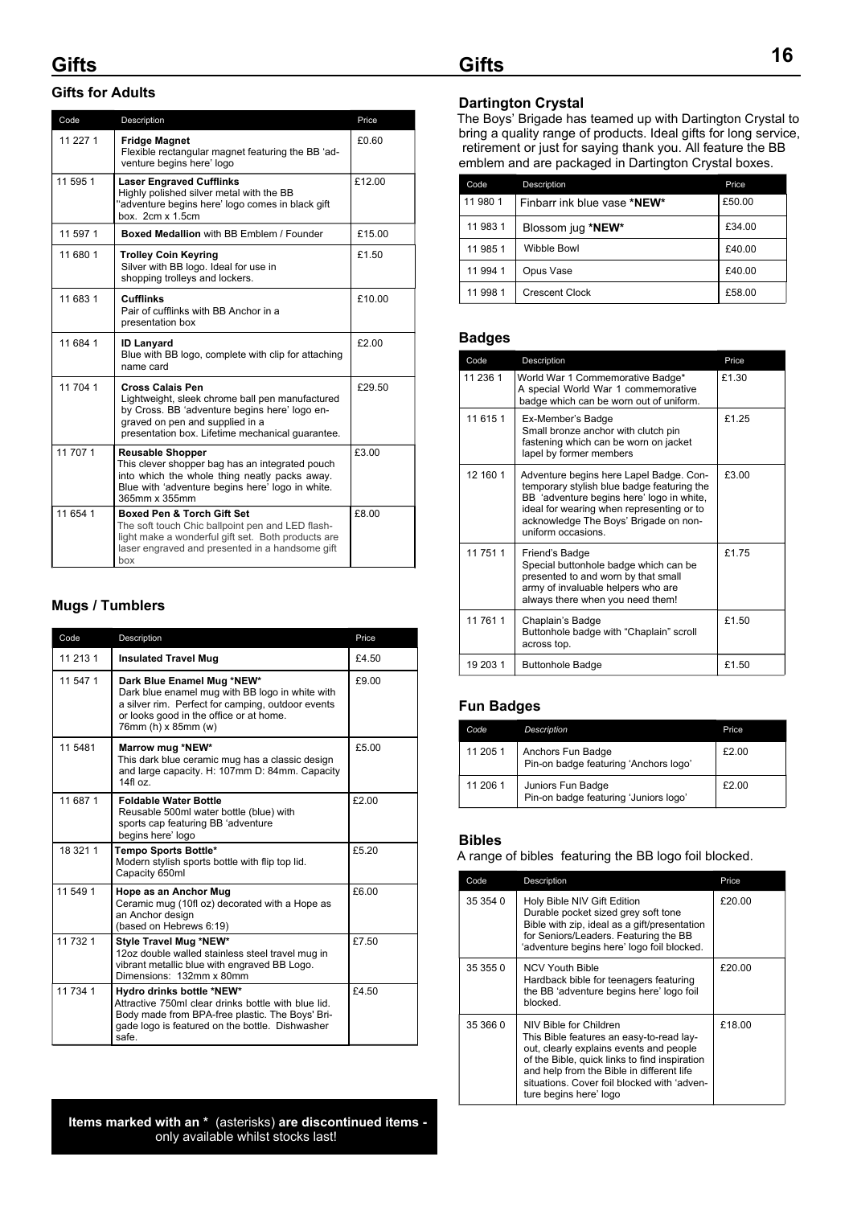# Gifts

## Gifts for Adults

| Code | Description | Price |
|---|---|---|
| 11 227 1 | **Fridge Magnet** Flexible rectangular magnet featuring the BB 'adventure begins here' logo | £0.60 |
| 11 595 1 | **Laser Engraved Cufflinks** Highly polished silver metal with the BB "adventure begins here' logo comes in black gift box. 2cm x 1.5cm | £12.00 |
| 11 597 1 | **Boxed Medallion** with BB Emblem / Founder | £15.00 |
| 11 680 1 | **Trolley Coin Keyring** Silver with BB logo. Ideal for use in shopping trolleys and lockers. | £1.50 |
| 11 683 1 | **Cufflinks** Pair of cufflinks with BB Anchor in a presentation box | £10.00 |
| 11 684 1 | **ID Lanyard** Blue with BB logo, complete with clip for attaching name card | £2.00 |
| 11 704 1 | **Cross Calais Pen** Lightweight, sleek chrome ball pen manufactured by Cross. BB 'adventure begins here' logo engraved on pen and supplied in a presentation box. Lifetime mechanical guarantee. | £29.50 |
| 11 707 1 | **Reusable Shopper** This clever shopper bag has an integrated pouch into which the whole thing neatly packs away. Blue with 'adventure begins here' logo in white. 365mm x 355mm | £3.00 |
| 11 654 1 | **Boxed Pen & Torch Gift Set** The soft touch Chic ballpoint pen and LED flashlight make a wonderful gift set. Both products are laser engraved and presented in a handsome gift box | £8.00 |

## Mugs / Tumblers

| Code | Description | Price |
|---|---|---|
| 11 213 1 | **Insulated Travel Mug** | £4.50 |
| 11 547 1 | **Dark Blue Enamel Mug *NEW*** Dark blue enamel mug with BB logo in white with a silver rim. Perfect for camping, outdoor events or looks good in the office or at home. 76mm (h) x 85mm (w) | £9.00 |
| 11 5481 | **Marrow mug *NEW*** This dark blue ceramic mug has a classic design and large capacity. H: 107mm D: 84mm. Capacity 14fl oz. | £5.00 |
| 11 687 1 | **Foldable Water Bottle** Reusable 500ml water bottle (blue) with sports cap featuring BB 'adventure begins here' logo | £2.00 |
| 18 321 1 | **Tempo Sports Bottle*** Modern stylish sports bottle with flip top lid. Capacity 650ml | £5.20 |
| 11 549 1 | **Hope as an Anchor Mug** Ceramic mug (10fl oz) decorated with a Hope as an Anchor design (based on Hebrews 6:19) | £6.00 |
| 11 732 1 | **Style Travel Mug *NEW*** 12oz double walled stainless steel travel mug in vibrant metallic blue with engraved BB Logo. Dimensions: 132mm x 80mm | £7.50 |
| 11 734 1 | **Hydro drinks bottle *NEW*** Attractive 750ml clear drinks bottle with blue lid. Body made from BPA-free plastic. The Boys' Brigade logo is featured on the bottle. Dishwasher safe. | £4.50 |

**Items marked with an *** (asterisks) **are discontinued items -** only available whilst stocks last!

## Dartington Crystal

The Boys' Brigade has teamed up with Dartington Crystal to bring a quality range of products. Ideal gifts for long service, retirement or just for saying thank you. All feature the BB emblem and are packaged in Dartington Crystal boxes.

| Code | Description | Price |
|---|---|---|
| 11 980 1 | Finbarr ink blue vase **\*NEW\*** | £50.00 |
| 11 983 1 | Blossom jug **\*NEW\*** | £34.00 |
| 11 985 1 | Wibble Bowl | £40.00 |
| 11 994 1 | Opus Vase | £40.00 |
| 11 998 1 | Crescent Clock | £58.00 |

## Badges

| Code | Description | Price |
|---|---|---|
| 11 236 1 | World War 1 Commemorative Badge* A special World War 1 commemorative badge which can be worn out of uniform. | £1.30 |
| 11 615 1 | Ex-Member's Badge Small bronze anchor with clutch pin fastening which can be worn on jacket lapel by former members | £1.25 |
| 12 160 1 | Adventure begins here Lapel Badge. Contemporary stylish blue badge featuring the BB 'adventure begins here' logo in white, ideal for wearing when representing or to acknowledge The Boys' Brigade on non-uniform occasions. | £3.00 |
| 11 751 1 | Friend's Badge Special buttonhole badge which can be presented to and worn by that small army of invaluable helpers who are always there when you need them! | £1.75 |
| 11 761 1 | Chaplain's Badge Buttonhole badge with "Chaplain" scroll across top. | £1.50 |
| 19 203 1 | Buttonhole Badge | £1.50 |

## Fun Badges

| *Code* | *Description* | Price |
|---|---|---|
| 11 205 1 | Anchors Fun Badge Pin-on badge featuring 'Anchors logo' | £2.00 |
| 11 206 1 | Juniors Fun Badge Pin-on badge featuring 'Juniors logo' | £2.00 |

## Bibles

A range of bibles featuring the BB logo foil blocked.

| Code | Description | Price |
|---|---|---|
| 35 354 0 | Holy Bible NIV Gift Edition Durable pocket sized grey soft tone Bible with zip, ideal as a gift/presentation for Seniors/Leaders. Featuring the BB 'adventure begins here' logo foil blocked. | £20.00 |
| 35 355 0 | NCV Youth Bible Hardback bible for teenagers featuring the BB 'adventure begins here' logo foil blocked. | £20.00 |
| 35 366 0 | NIV Bible for Children This Bible features an easy-to-read layout, clearly explains events and people of the Bible, quick links to find inspiration and help from the Bible in different life situations. Cover foil blocked with 'adventure begins here' logo | £18.00 |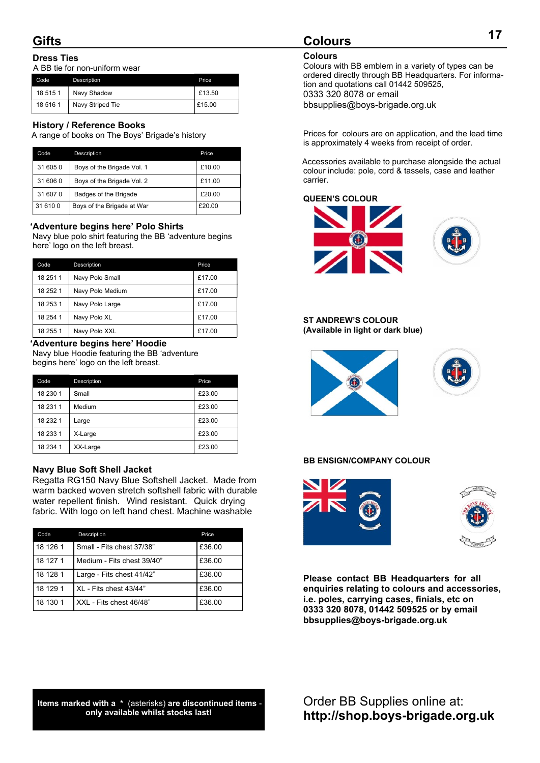# Gifts

## Dress Ties

A BB tie for non-uniform wear

| Code | Description | Price |
|---|---|---|
| 18 515 1 | Navy Shadow | £13.50 |
| 18 516 1 | Navy Striped Tie | £15.00 |

## History / Reference Books

A range of books on The Boys' Brigade's history

| Code | Description | Price |
|---|---|---|
| 31 605 0 | Boys of the Brigade Vol. 1 | £10.00 |
| 31 606 0 | Boys of the Brigade Vol. 2 | £11.00 |
| 31 607 0 | Badges of the Brigade | £20.00 |
| 31 610 0 | Boys of the Brigade at War | £20.00 |

## 'Adventure begins here' Polo Shirts

Navy blue polo shirt featuring the BB 'adventure begins here' logo on the left breast.

| Code | Description | Price |
|---|---|---|
| 18 251 1 | Navy Polo Small | £17.00 |
| 18 252 1 | Navy Polo Medium | £17.00 |
| 18 253 1 | Navy Polo Large | £17.00 |
| 18 254 1 | Navy Polo XL | £17.00 |
| 18 255 1 | Navy Polo XXL | £17.00 |

## 'Adventure begins here' Hoodie

Navy blue Hoodie featuring the BB 'adventure begins here' logo on the left breast.

| Code | Description | Price |
|---|---|---|
| 18 230 1 | Small | £23.00 |
| 18 231 1 | Medium | £23.00 |
| 18 232 1 | Large | £23.00 |
| 18 233 1 | X-Large | £23.00 |
| 18 234 1 | XX-Large | £23.00 |

## Navy Blue Soft Shell Jacket

Regatta RG150 Navy Blue Softshell Jacket. Made from warm backed woven stretch softshell fabric with durable water repellent finish. Wind resistant. Quick drying fabric. With logo on left hand chest. Machine washable

| Code | Description | Price |
|---|---|---|
| 18 126 1 | Small - Fits chest 37/38" | £36.00 |
| 18 127 1 | Medium - Fits chest 39/40" | £36.00 |
| 18 128 1 | Large - Fits chest 41/42" | £36.00 |
| 18 129 1 | XL - Fits chest 43/44" | £36.00 |
| 18 130 1 | XXL - Fits chest 46/48" | £36.00 |

**Items marked with a * (asterisks) are discontinued items - only available whilst stocks last!**

# Colours

## Colours

Colours with BB emblem in a variety of types can be ordered directly through BB Headquarters. For information and quotations call 01442 509525, 0333 320 8078 or email bbsupplies@boys-brigade.org.uk

Prices for colours are on application, and the lead time is approximately 4 weeks from receipt of order.

Accessories available to purchase alongside the actual colour include: pole, cord & tassels, case and leather carrier.

**QUEEN'S COLOUR**

**ST ANDREW'S COLOUR (Available in light or dark blue)**

**BB ENSIGN/COMPANY COLOUR**

**Please contact BB Headquarters for all enquiries relating to colours and accessories, i.e. poles, carrying cases, finials, etc on 0333 320 8078, 01442 509525 or by email bbsupplies@boys-brigade.org.uk**

Order BB Supplies online at:
**http://shop.boys-brigade.org.uk**